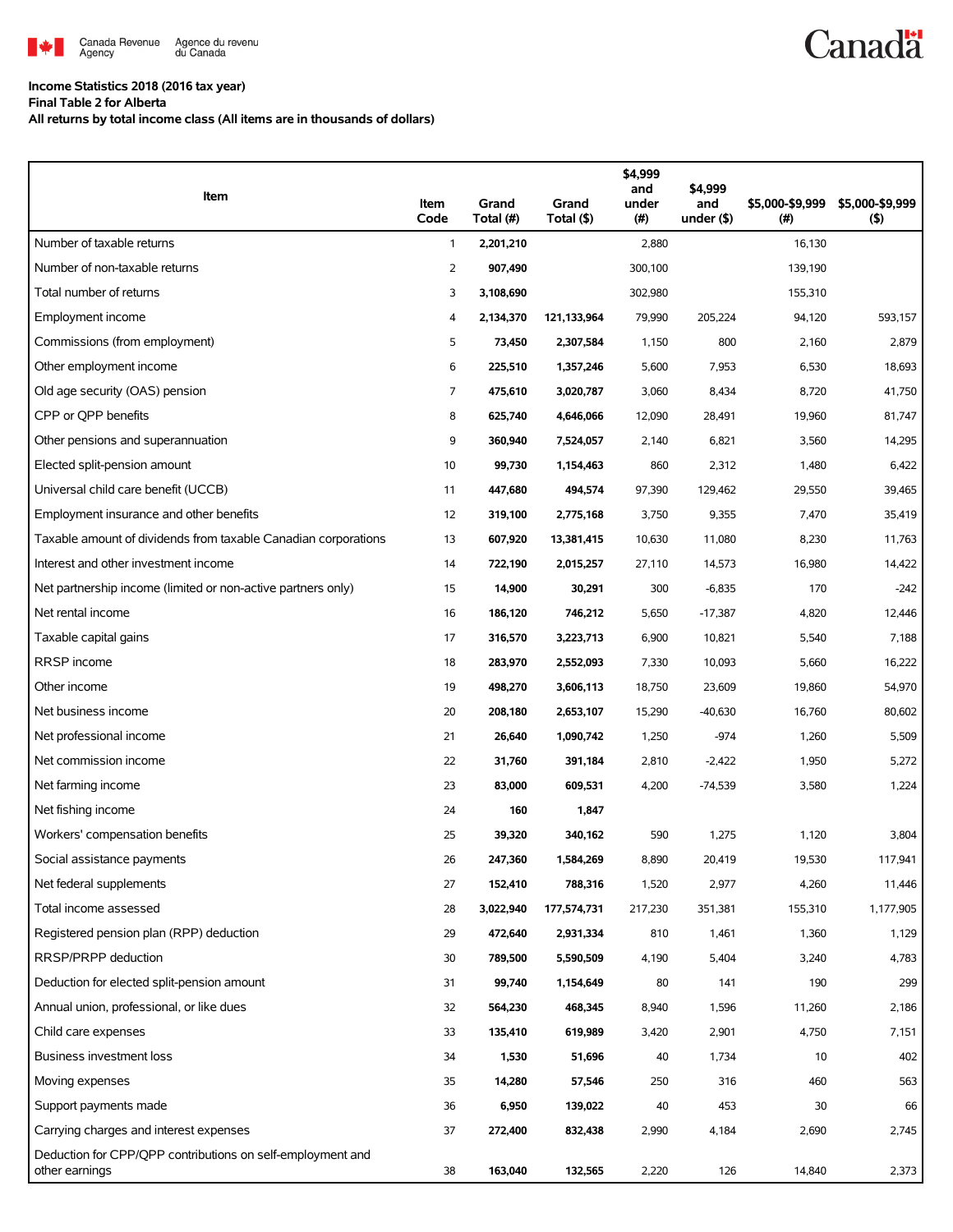Canada Revenue Agency / Agence du revenu du Canada

Canada

**Income Statistics 2018 (2016 tax year)**
**Final Table 2 for Alberta**
**All returns by total income class (All items are in thousands of dollars)**

| Item | Item Code | Grand Total (#) | Grand Total ($) | $4,999 and under (#) | $4,999 and under ($) | $5,000-$9,999 (#) | $5,000-$9,999 ($) |
|---|---|---|---|---|---|---|---|
| Number of taxable returns | 1 | **2,201,210** | | 2,880 | | 16,130 | |
| Number of non-taxable returns | 2 | **907,490** | | 300,100 | | 139,190 | |
| Total number of returns | 3 | **3,108,690** | | 302,980 | | 155,310 | |
| Employment income | 4 | **2,134,370** | **121,133,964** | 79,990 | 205,224 | 94,120 | 593,157 |
| Commissions (from employment) | 5 | **73,450** | **2,307,584** | 1,150 | 800 | 2,160 | 2,879 |
| Other employment income | 6 | **225,510** | **1,357,246** | 5,600 | 7,953 | 6,530 | 18,693 |
| Old age security (OAS) pension | 7 | **475,610** | **3,020,787** | 3,060 | 8,434 | 8,720 | 41,750 |
| CPP or QPP benefits | 8 | **625,740** | **4,646,066** | 12,090 | 28,491 | 19,960 | 81,747 |
| Other pensions and superannuation | 9 | **360,940** | **7,524,057** | 2,140 | 6,821 | 3,560 | 14,295 |
| Elected split-pension amount | 10 | **99,730** | **1,154,463** | 860 | 2,312 | 1,480 | 6,422 |
| Universal child care benefit (UCCB) | 11 | **447,680** | **494,574** | 97,390 | 129,462 | 29,550 | 39,465 |
| Employment insurance and other benefits | 12 | **319,100** | **2,775,168** | 3,750 | 9,355 | 7,470 | 35,419 |
| Taxable amount of dividends from taxable Canadian corporations | 13 | **607,920** | **13,381,415** | 10,630 | 11,080 | 8,230 | 11,763 |
| Interest and other investment income | 14 | **722,190** | **2,015,257** | 27,110 | 14,573 | 16,980 | 14,422 |
| Net partnership income (limited or non-active partners only) | 15 | **14,900** | **30,291** | 300 | -6,835 | 170 | -242 |
| Net rental income | 16 | **186,120** | **746,212** | 5,650 | -17,387 | 4,820 | 12,446 |
| Taxable capital gains | 17 | **316,570** | **3,223,713** | 6,900 | 10,821 | 5,540 | 7,188 |
| RRSP income | 18 | **283,970** | **2,552,093** | 7,330 | 10,093 | 5,660 | 16,222 |
| Other income | 19 | **498,270** | **3,606,113** | 18,750 | 23,609 | 19,860 | 54,970 |
| Net business income | 20 | **208,180** | **2,653,107** | 15,290 | -40,630 | 16,760 | 80,602 |
| Net professional income | 21 | **26,640** | **1,090,742** | 1,250 | -974 | 1,260 | 5,509 |
| Net commission income | 22 | **31,760** | **391,184** | 2,810 | -2,422 | 1,950 | 5,272 |
| Net farming income | 23 | **83,000** | **609,531** | 4,200 | -74,539 | 3,580 | 1,224 |
| Net fishing income | 24 | **160** | **1,847** | | | | |
| Workers' compensation benefits | 25 | **39,320** | **340,162** | 590 | 1,275 | 1,120 | 3,804 |
| Social assistance payments | 26 | **247,360** | **1,584,269** | 8,890 | 20,419 | 19,530 | 117,941 |
| Net federal supplements | 27 | **152,410** | **788,316** | 1,520 | 2,977 | 4,260 | 11,446 |
| Total income assessed | 28 | **3,022,940** | **177,574,731** | 217,230 | 351,381 | 155,310 | 1,177,905 |
| Registered pension plan (RPP) deduction | 29 | **472,640** | **2,931,334** | 810 | 1,461 | 1,360 | 1,129 |
| RRSP/PRPP deduction | 30 | **789,500** | **5,590,509** | 4,190 | 5,404 | 3,240 | 4,783 |
| Deduction for elected split-pension amount | 31 | **99,740** | **1,154,649** | 80 | 141 | 190 | 299 |
| Annual union, professional, or like dues | 32 | **564,230** | **468,345** | 8,940 | 1,596 | 11,260 | 2,186 |
| Child care expenses | 33 | **135,410** | **619,989** | 3,420 | 2,901 | 4,750 | 7,151 |
| Business investment loss | 34 | **1,530** | **51,696** | 40 | 1,734 | 10 | 402 |
| Moving expenses | 35 | **14,280** | **57,546** | 250 | 316 | 460 | 563 |
| Support payments made | 36 | **6,950** | **139,022** | 40 | 453 | 30 | 66 |
| Carrying charges and interest expenses | 37 | **272,400** | **832,438** | 2,990 | 4,184 | 2,690 | 2,745 |
| Deduction for CPP/QPP contributions on self-employment and other earnings | 38 | **163,040** | **132,565** | 2,220 | 126 | 14,840 | 2,373 |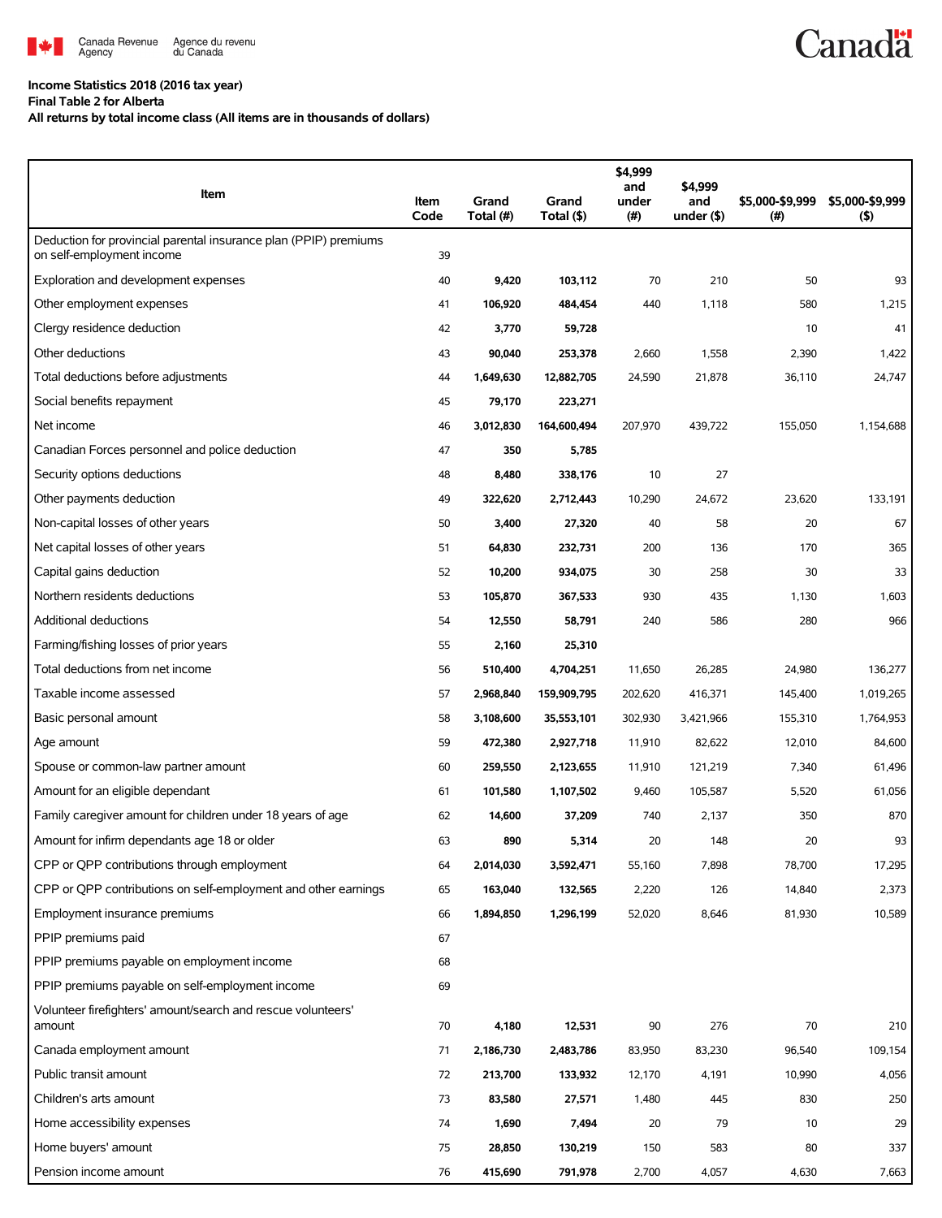**Income Statistics 2018 (2016 tax year)**
**Final Table 2 for Alberta**
**All returns by total income class (All items are in thousands of dollars)**

| Item | Item Code | Grand Total (#) | Grand Total ($) | $4,999 and under (#) | $4,999 and under ($) | $5,000-$9,999 (#) | $5,000-$9,999 ($) |
|---|---|---|---|---|---|---|---|
| Deduction for provincial parental insurance plan (PPIP) premiums on self-employment income | 39 | | | | | | |
| Exploration and development expenses | 40 | **9,420** | **103,112** | 70 | 210 | 50 | 93 |
| Other employment expenses | 41 | **106,920** | **484,454** | 440 | 1,118 | 580 | 1,215 |
| Clergy residence deduction | 42 | **3,770** | **59,728** | | | 10 | 41 |
| Other deductions | 43 | **90,040** | **253,378** | 2,660 | 1,558 | 2,390 | 1,422 |
| Total deductions before adjustments | 44 | **1,649,630** | **12,882,705** | 24,590 | 21,878 | 36,110 | 24,747 |
| Social benefits repayment | 45 | **79,170** | **223,271** | | | | |
| Net income | 46 | **3,012,830** | **164,600,494** | 207,970 | 439,722 | 155,050 | 1,154,688 |
| Canadian Forces personnel and police deduction | 47 | **350** | **5,785** | | | | |
| Security options deductions | 48 | **8,480** | **338,176** | 10 | 27 | | |
| Other payments deduction | 49 | **322,620** | **2,712,443** | 10,290 | 24,672 | 23,620 | 133,191 |
| Non-capital losses of other years | 50 | **3,400** | **27,320** | 40 | 58 | 20 | 67 |
| Net capital losses of other years | 51 | **64,830** | **232,731** | 200 | 136 | 170 | 365 |
| Capital gains deduction | 52 | **10,200** | **934,075** | 30 | 258 | 30 | 33 |
| Northern residents deductions | 53 | **105,870** | **367,533** | 930 | 435 | 1,130 | 1,603 |
| Additional deductions | 54 | **12,550** | **58,791** | 240 | 586 | 280 | 966 |
| Farming/fishing losses of prior years | 55 | **2,160** | **25,310** | | | | |
| Total deductions from net income | 56 | **510,400** | **4,704,251** | 11,650 | 26,285 | 24,980 | 136,277 |
| Taxable income assessed | 57 | **2,968,840** | **159,909,795** | 202,620 | 416,371 | 145,400 | 1,019,265 |
| Basic personal amount | 58 | **3,108,600** | **35,553,101** | 302,930 | 3,421,966 | 155,310 | 1,764,953 |
| Age amount | 59 | **472,380** | **2,927,718** | 11,910 | 82,622 | 12,010 | 84,600 |
| Spouse or common-law partner amount | 60 | **259,550** | **2,123,655** | 11,910 | 121,219 | 7,340 | 61,496 |
| Amount for an eligible dependant | 61 | **101,580** | **1,107,502** | 9,460 | 105,587 | 5,520 | 61,056 |
| Family caregiver amount for children under 18 years of age | 62 | **14,600** | **37,209** | 740 | 2,137 | 350 | 870 |
| Amount for infirm dependants age 18 or older | 63 | **890** | **5,314** | 20 | 148 | 20 | 93 |
| CPP or QPP contributions through employment | 64 | **2,014,030** | **3,592,471** | 55,160 | 7,898 | 78,700 | 17,295 |
| CPP or QPP contributions on self-employment and other earnings | 65 | **163,040** | **132,565** | 2,220 | 126 | 14,840 | 2,373 |
| Employment insurance premiums | 66 | **1,894,850** | **1,296,199** | 52,020 | 8,646 | 81,930 | 10,589 |
| PPIP premiums paid | 67 | | | | | | |
| PPIP premiums payable on employment income | 68 | | | | | | |
| PPIP premiums payable on self-employment income | 69 | | | | | | |
| Volunteer firefighters' amount/search and rescue volunteers' amount | 70 | **4,180** | **12,531** | 90 | 276 | 70 | 210 |
| Canada employment amount | 71 | **2,186,730** | **2,483,786** | 83,950 | 83,230 | 96,540 | 109,154 |
| Public transit amount | 72 | **213,700** | **133,932** | 12,170 | 4,191 | 10,990 | 4,056 |
| Children's arts amount | 73 | **83,580** | **27,571** | 1,480 | 445 | 830 | 250 |
| Home accessibility expenses | 74 | **1,690** | **7,494** | 20 | 79 | 10 | 29 |
| Home buyers' amount | 75 | **28,850** | **130,219** | 150 | 583 | 80 | 337 |
| Pension income amount | 76 | **415,690** | **791,978** | 2,700 | 4,057 | 4,630 | 7,663 |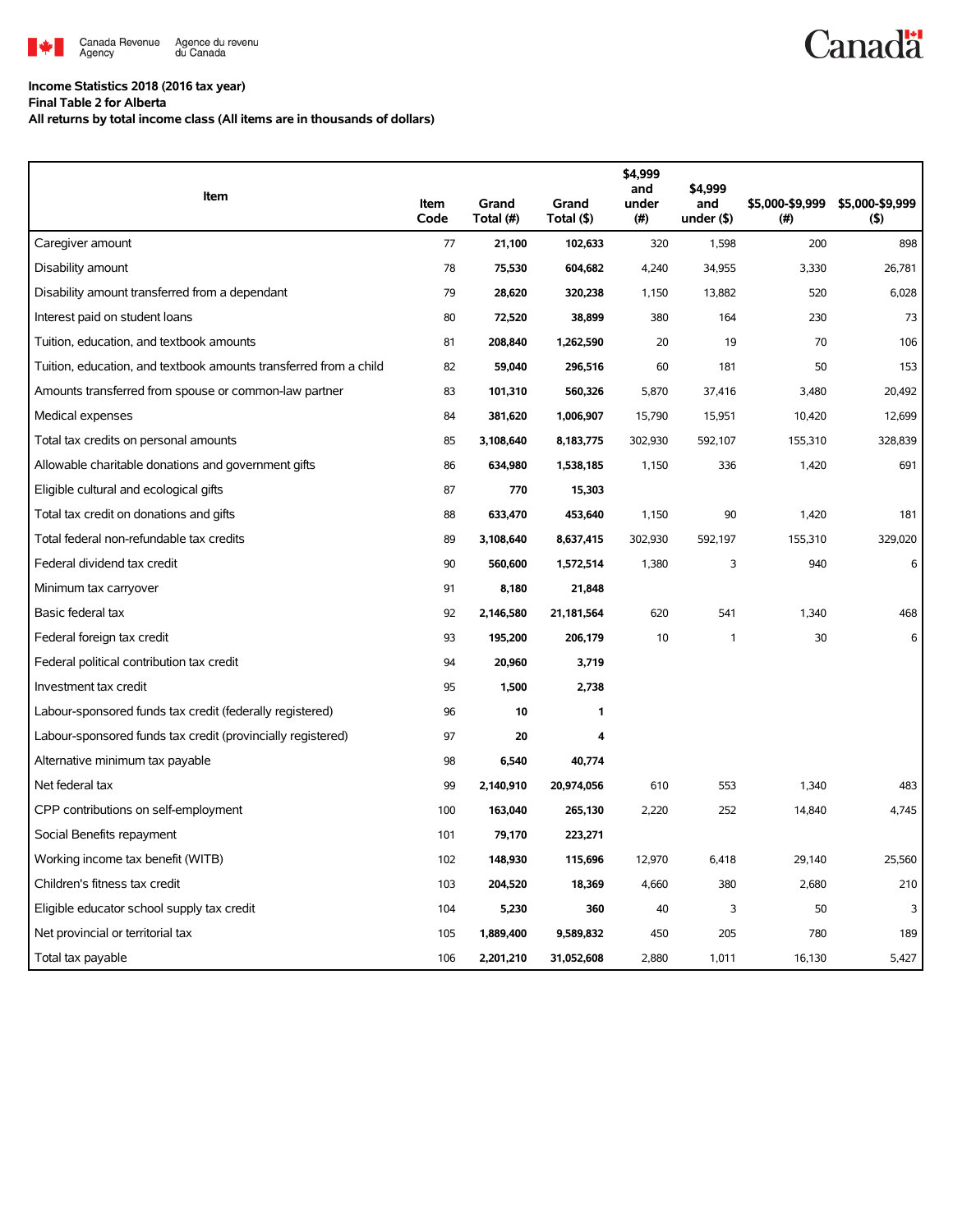**Income Statistics 2018 (2016 tax year)**
**Final Table 2 for Alberta**
**All returns by total income class (All items are in thousands of dollars)**

| Item | Item Code | Grand Total (#) | Grand Total ($) | $4,999 and under (#) | $4,999 and under ($) | $5,000-$9,999 (#) | $5,000-$9,999 ($) |
|---|---|---|---|---|---|---|---|
| Caregiver amount | 77 | 21,100 | 102,633 | 320 | 1,598 | 200 | 898 |
| Disability amount | 78 | 75,530 | 604,682 | 4,240 | 34,955 | 3,330 | 26,781 |
| Disability amount transferred from a dependant | 79 | 28,620 | 320,238 | 1,150 | 13,882 | 520 | 6,028 |
| Interest paid on student loans | 80 | 72,520 | 38,899 | 380 | 164 | 230 | 73 |
| Tuition, education, and textbook amounts | 81 | 208,840 | 1,262,590 | 20 | 19 | 70 | 106 |
| Tuition, education, and textbook amounts transferred from a child | 82 | 59,040 | 296,516 | 60 | 181 | 50 | 153 |
| Amounts transferred from spouse or common-law partner | 83 | 101,310 | 560,326 | 5,870 | 37,416 | 3,480 | 20,492 |
| Medical expenses | 84 | 381,620 | 1,006,907 | 15,790 | 15,951 | 10,420 | 12,699 |
| Total tax credits on personal amounts | 85 | 3,108,640 | 8,183,775 | 302,930 | 592,107 | 155,310 | 328,839 |
| Allowable charitable donations and government gifts | 86 | 634,980 | 1,538,185 | 1,150 | 336 | 1,420 | 691 |
| Eligible cultural and ecological gifts | 87 | 770 | 15,303 | | | | |
| Total tax credit on donations and gifts | 88 | 633,470 | 453,640 | 1,150 | 90 | 1,420 | 181 |
| Total federal non-refundable tax credits | 89 | 3,108,640 | 8,637,415 | 302,930 | 592,197 | 155,310 | 329,020 |
| Federal dividend tax credit | 90 | 560,600 | 1,572,514 | 1,380 | 3 | 940 | 6 |
| Minimum tax carryover | 91 | 8,180 | 21,848 | | | | |
| Basic federal tax | 92 | 2,146,580 | 21,181,564 | 620 | 541 | 1,340 | 468 |
| Federal foreign tax credit | 93 | 195,200 | 206,179 | 10 | 1 | 30 | 6 |
| Federal political contribution tax credit | 94 | 20,960 | 3,719 | | | | |
| Investment tax credit | 95 | 1,500 | 2,738 | | | | |
| Labour-sponsored funds tax credit (federally registered) | 96 | 10 | 1 | | | | |
| Labour-sponsored funds tax credit (provincially registered) | 97 | 20 | 4 | | | | |
| Alternative minimum tax payable | 98 | 6,540 | 40,774 | | | | |
| Net federal tax | 99 | 2,140,910 | 20,974,056 | 610 | 553 | 1,340 | 483 |
| CPP contributions on self-employment | 100 | 163,040 | 265,130 | 2,220 | 252 | 14,840 | 4,745 |
| Social Benefits repayment | 101 | 79,170 | 223,271 | | | | |
| Working income tax benefit (WITB) | 102 | 148,930 | 115,696 | 12,970 | 6,418 | 29,140 | 25,560 |
| Children's fitness tax credit | 103 | 204,520 | 18,369 | 4,660 | 380 | 2,680 | 210 |
| Eligible educator school supply tax credit | 104 | 5,230 | 360 | 40 | 3 | 50 | 3 |
| Net provincial or territorial tax | 105 | 1,889,400 | 9,589,832 | 450 | 205 | 780 | 189 |
| Total tax payable | 106 | 2,201,210 | 31,052,608 | 2,880 | 1,011 | 16,130 | 5,427 |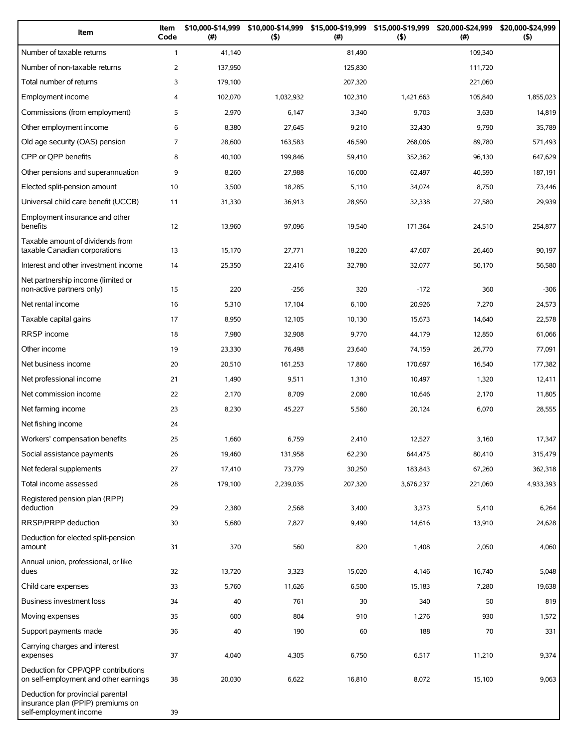| Item | Item Code | $10,000-$14,999 (#) | $10,000-$14,999 ($) | $15,000-$19,999 (#) | $15,000-$19,999 ($) | $20,000-$24,999 (#) | $20,000-$24,999 ($) |
|---|---|---|---|---|---|---|---|
| Number of taxable returns | 1 | 41,140 | | 81,490 | | 109,340 | |
| Number of non-taxable returns | 2 | 137,950 | | 125,830 | | 111,720 | |
| Total number of returns | 3 | 179,100 | | 207,320 | | 221,060 | |
| Employment income | 4 | 102,070 | 1,032,932 | 102,310 | 1,421,663 | 105,840 | 1,855,023 |
| Commissions (from employment) | 5 | 2,970 | 6,147 | 3,340 | 9,703 | 3,630 | 14,819 |
| Other employment income | 6 | 8,380 | 27,645 | 9,210 | 32,430 | 9,790 | 35,789 |
| Old age security (OAS) pension | 7 | 28,600 | 163,583 | 46,590 | 268,006 | 89,780 | 571,493 |
| CPP or QPP benefits | 8 | 40,100 | 199,846 | 59,410 | 352,362 | 96,130 | 647,629 |
| Other pensions and superannuation | 9 | 8,260 | 27,988 | 16,000 | 62,497 | 40,590 | 187,191 |
| Elected split-pension amount | 10 | 3,500 | 18,285 | 5,110 | 34,074 | 8,750 | 73,446 |
| Universal child care benefit (UCCB) | 11 | 31,330 | 36,913 | 28,950 | 32,338 | 27,580 | 29,939 |
| Employment insurance and other benefits | 12 | 13,960 | 97,096 | 19,540 | 171,364 | 24,510 | 254,877 |
| Taxable amount of dividends from taxable Canadian corporations | 13 | 15,170 | 27,771 | 18,220 | 47,607 | 26,460 | 90,197 |
| Interest and other investment income | 14 | 25,350 | 22,416 | 32,780 | 32,077 | 50,170 | 56,580 |
| Net partnership income (limited or non-active partners only) | 15 | 220 | -256 | 320 | -172 | 360 | -306 |
| Net rental income | 16 | 5,310 | 17,104 | 6,100 | 20,926 | 7,270 | 24,573 |
| Taxable capital gains | 17 | 8,950 | 12,105 | 10,130 | 15,673 | 14,640 | 22,578 |
| RRSP income | 18 | 7,980 | 32,908 | 9,770 | 44,179 | 12,850 | 61,066 |
| Other income | 19 | 23,330 | 76,498 | 23,640 | 74,159 | 26,770 | 77,091 |
| Net business income | 20 | 20,510 | 161,253 | 17,860 | 170,697 | 16,540 | 177,382 |
| Net professional income | 21 | 1,490 | 9,511 | 1,310 | 10,497 | 1,320 | 12,411 |
| Net commission income | 22 | 2,170 | 8,709 | 2,080 | 10,646 | 2,170 | 11,805 |
| Net farming income | 23 | 8,230 | 45,227 | 5,560 | 20,124 | 6,070 | 28,555 |
| Net fishing income | 24 | | | | | | |
| Workers' compensation benefits | 25 | 1,660 | 6,759 | 2,410 | 12,527 | 3,160 | 17,347 |
| Social assistance payments | 26 | 19,460 | 131,958 | 62,230 | 644,475 | 80,410 | 315,479 |
| Net federal supplements | 27 | 17,410 | 73,779 | 30,250 | 183,843 | 67,260 | 362,318 |
| Total income assessed | 28 | 179,100 | 2,239,035 | 207,320 | 3,676,237 | 221,060 | 4,933,393 |
| Registered pension plan (RPP) deduction | 29 | 2,380 | 2,568 | 3,400 | 3,373 | 5,410 | 6,264 |
| RRSP/PRPP deduction | 30 | 5,680 | 7,827 | 9,490 | 14,616 | 13,910 | 24,628 |
| Deduction for elected split-pension amount | 31 | 370 | 560 | 820 | 1,408 | 2,050 | 4,060 |
| Annual union, professional, or like dues | 32 | 13,720 | 3,323 | 15,020 | 4,146 | 16,740 | 5,048 |
| Child care expenses | 33 | 5,760 | 11,626 | 6,500 | 15,183 | 7,280 | 19,638 |
| Business investment loss | 34 | 40 | 761 | 30 | 340 | 50 | 819 |
| Moving expenses | 35 | 600 | 804 | 910 | 1,276 | 930 | 1,572 |
| Support payments made | 36 | 40 | 190 | 60 | 188 | 70 | 331 |
| Carrying charges and interest expenses | 37 | 4,040 | 4,305 | 6,750 | 6,517 | 11,210 | 9,374 |
| Deduction for CPP/QPP contributions on self-employment and other earnings | 38 | 20,030 | 6,622 | 16,810 | 8,072 | 15,100 | 9,063 |
| Deduction for provincial parental insurance plan (PPIP) premiums on self-employment income | 39 | | | | | | |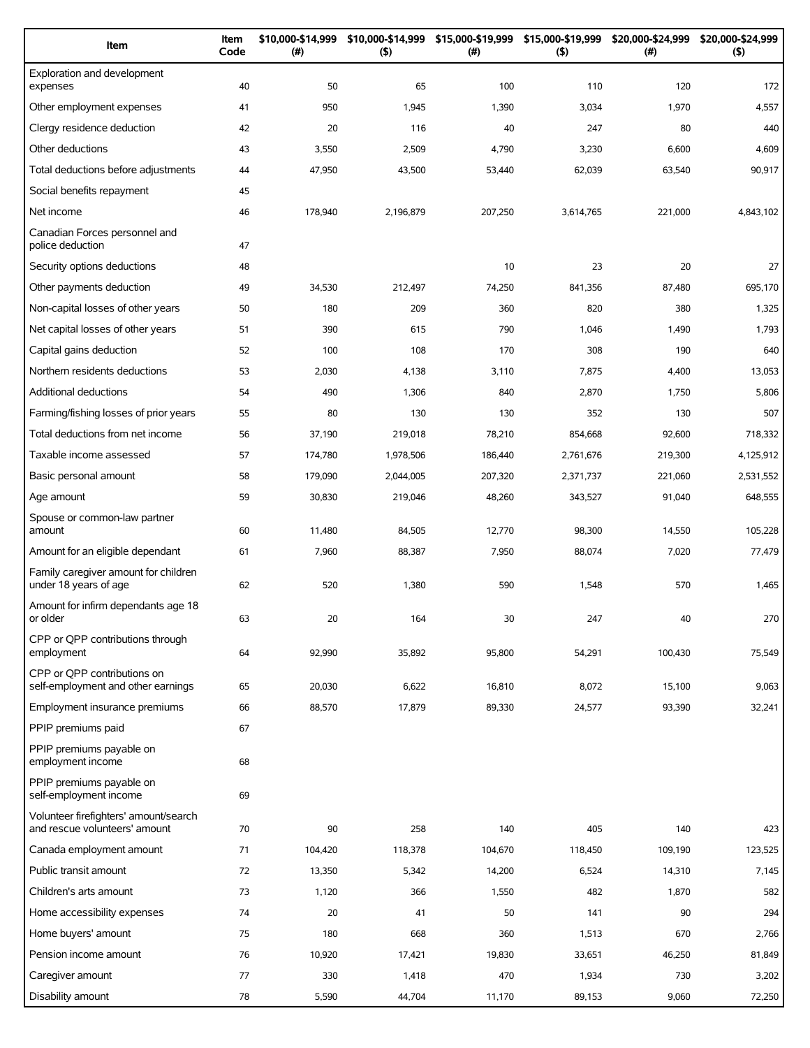| Item | Item Code | $10,000-$14,999 (#) | $10,000-$14,999 ($) | $15,000-$19,999 (#) | $15,000-$19,999 ($) | $20,000-$24,999 (#) | $20,000-$24,999 ($) |
|---|---|---|---|---|---|---|---|
| Exploration and development expenses | 40 | 50 | 65 | 100 | 110 | 120 | 172 |
| Other employment expenses | 41 | 950 | 1,945 | 1,390 | 3,034 | 1,970 | 4,557 |
| Clergy residence deduction | 42 | 20 | 116 | 40 | 247 | 80 | 440 |
| Other deductions | 43 | 3,550 | 2,509 | 4,790 | 3,230 | 6,600 | 4,609 |
| Total deductions before adjustments | 44 | 47,950 | 43,500 | 53,440 | 62,039 | 63,540 | 90,917 |
| Social benefits repayment | 45 | | | | | | |
| Net income | 46 | 178,940 | 2,196,879 | 207,250 | 3,614,765 | 221,000 | 4,843,102 |
| Canadian Forces personnel and police deduction | 47 | | | | | | |
| Security options deductions | 48 | | | 10 | 23 | 20 | 27 |
| Other payments deduction | 49 | 34,530 | 212,497 | 74,250 | 841,356 | 87,480 | 695,170 |
| Non-capital losses of other years | 50 | 180 | 209 | 360 | 820 | 380 | 1,325 |
| Net capital losses of other years | 51 | 390 | 615 | 790 | 1,046 | 1,490 | 1,793 |
| Capital gains deduction | 52 | 100 | 108 | 170 | 308 | 190 | 640 |
| Northern residents deductions | 53 | 2,030 | 4,138 | 3,110 | 7,875 | 4,400 | 13,053 |
| Additional deductions | 54 | 490 | 1,306 | 840 | 2,870 | 1,750 | 5,806 |
| Farming/fishing losses of prior years | 55 | 80 | 130 | 130 | 352 | 130 | 507 |
| Total deductions from net income | 56 | 37,190 | 219,018 | 78,210 | 854,668 | 92,600 | 718,332 |
| Taxable income assessed | 57 | 174,780 | 1,978,506 | 186,440 | 2,761,676 | 219,300 | 4,125,912 |
| Basic personal amount | 58 | 179,090 | 2,044,005 | 207,320 | 2,371,737 | 221,060 | 2,531,552 |
| Age amount | 59 | 30,830 | 219,046 | 48,260 | 343,527 | 91,040 | 648,555 |
| Spouse or common-law partner amount | 60 | 11,480 | 84,505 | 12,770 | 98,300 | 14,550 | 105,228 |
| Amount for an eligible dependant | 61 | 7,960 | 88,387 | 7,950 | 88,074 | 7,020 | 77,479 |
| Family caregiver amount for children under 18 years of age | 62 | 520 | 1,380 | 590 | 1,548 | 570 | 1,465 |
| Amount for infirm dependants age 18 or older | 63 | 20 | 164 | 30 | 247 | 40 | 270 |
| CPP or QPP contributions through employment | 64 | 92,990 | 35,892 | 95,800 | 54,291 | 100,430 | 75,549 |
| CPP or QPP contributions on self-employment and other earnings | 65 | 20,030 | 6,622 | 16,810 | 8,072 | 15,100 | 9,063 |
| Employment insurance premiums | 66 | 88,570 | 17,879 | 89,330 | 24,577 | 93,390 | 32,241 |
| PPIP premiums paid | 67 | | | | | | |
| PPIP premiums payable on employment income | 68 | | | | | | |
| PPIP premiums payable on self-employment income | 69 | | | | | | |
| Volunteer firefighters' amount/search and rescue volunteers' amount | 70 | 90 | 258 | 140 | 405 | 140 | 423 |
| Canada employment amount | 71 | 104,420 | 118,378 | 104,670 | 118,450 | 109,190 | 123,525 |
| Public transit amount | 72 | 13,350 | 5,342 | 14,200 | 6,524 | 14,310 | 7,145 |
| Children's arts amount | 73 | 1,120 | 366 | 1,550 | 482 | 1,870 | 582 |
| Home accessibility expenses | 74 | 20 | 41 | 50 | 141 | 90 | 294 |
| Home buyers' amount | 75 | 180 | 668 | 360 | 1,513 | 670 | 2,766 |
| Pension income amount | 76 | 10,920 | 17,421 | 19,830 | 33,651 | 46,250 | 81,849 |
| Caregiver amount | 77 | 330 | 1,418 | 470 | 1,934 | 730 | 3,202 |
| Disability amount | 78 | 5,590 | 44,704 | 11,170 | 89,153 | 9,060 | 72,250 |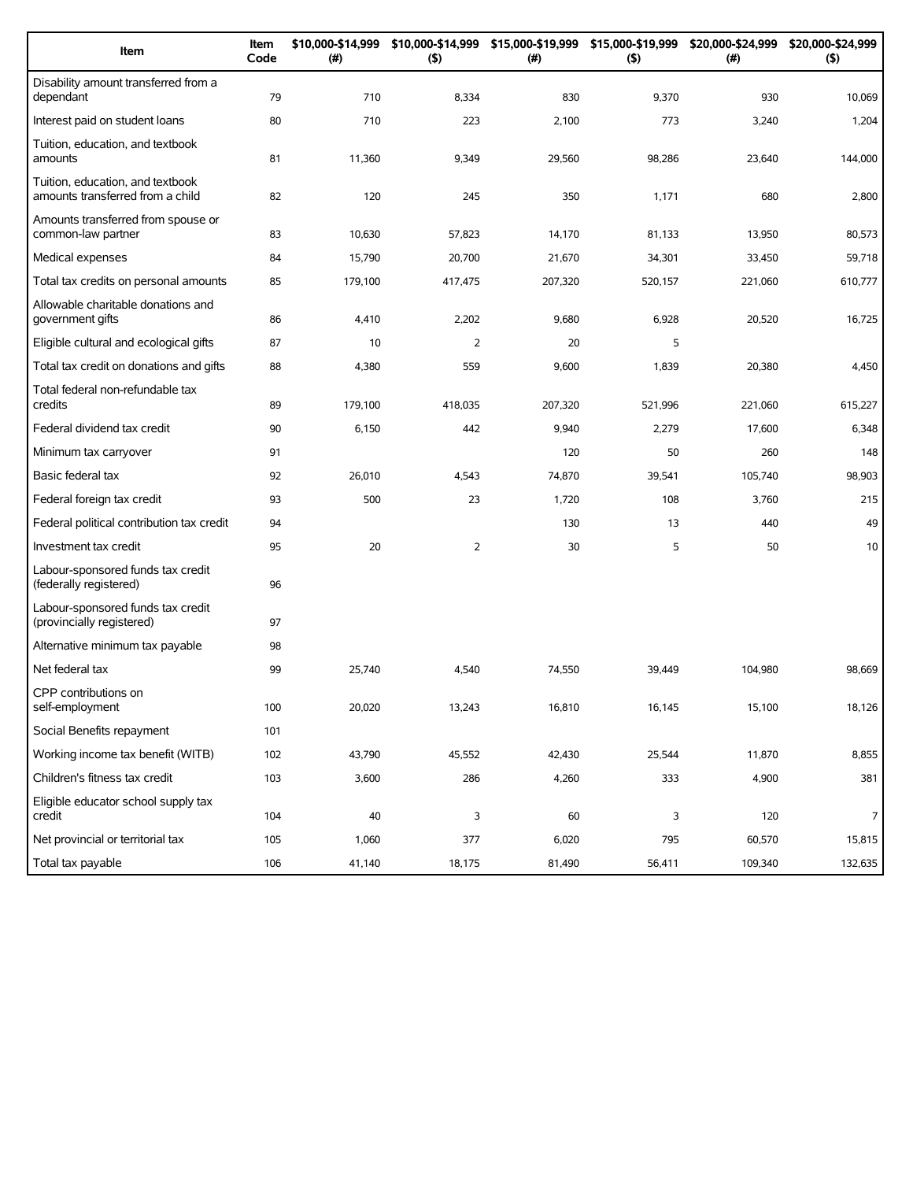| Item | Item Code | $10,000-$14,999 (#) | $10,000-$14,999 ($) | $15,000-$19,999 (#) | $15,000-$19,999 ($) | $20,000-$24,999 (#) | $20,000-$24,999 ($) |
|---|---|---|---|---|---|---|---|
| Disability amount transferred from a dependant | 79 | 710 | 8,334 | 830 | 9,370 | 930 | 10,069 |
| Interest paid on student loans | 80 | 710 | 223 | 2,100 | 773 | 3,240 | 1,204 |
| Tuition, education, and textbook amounts | 81 | 11,360 | 9,349 | 29,560 | 98,286 | 23,640 | 144,000 |
| Tuition, education, and textbook amounts transferred from a child | 82 | 120 | 245 | 350 | 1,171 | 680 | 2,800 |
| Amounts transferred from spouse or common-law partner | 83 | 10,630 | 57,823 | 14,170 | 81,133 | 13,950 | 80,573 |
| Medical expenses | 84 | 15,790 | 20,700 | 21,670 | 34,301 | 33,450 | 59,718 |
| Total tax credits on personal amounts | 85 | 179,100 | 417,475 | 207,320 | 520,157 | 221,060 | 610,777 |
| Allowable charitable donations and government gifts | 86 | 4,410 | 2,202 | 9,680 | 6,928 | 20,520 | 16,725 |
| Eligible cultural and ecological gifts | 87 | 10 | 2 | 20 | 5 | | |
| Total tax credit on donations and gifts | 88 | 4,380 | 559 | 9,600 | 1,839 | 20,380 | 4,450 |
| Total federal non-refundable tax credits | 89 | 179,100 | 418,035 | 207,320 | 521,996 | 221,060 | 615,227 |
| Federal dividend tax credit | 90 | 6,150 | 442 | 9,940 | 2,279 | 17,600 | 6,348 |
| Minimum tax carryover | 91 | | | 120 | 50 | 260 | 148 |
| Basic federal tax | 92 | 26,010 | 4,543 | 74,870 | 39,541 | 105,740 | 98,903 |
| Federal foreign tax credit | 93 | 500 | 23 | 1,720 | 108 | 3,760 | 215 |
| Federal political contribution tax credit | 94 | | | 130 | 13 | 440 | 49 |
| Investment tax credit | 95 | 20 | 2 | 30 | 5 | 50 | 10 |
| Labour-sponsored funds tax credit (federally registered) | 96 | | | | | | |
| Labour-sponsored funds tax credit (provincially registered) | 97 | | | | | | |
| Alternative minimum tax payable | 98 | | | | | | |
| Net federal tax | 99 | 25,740 | 4,540 | 74,550 | 39,449 | 104,980 | 98,669 |
| CPP contributions on self-employment | 100 | 20,020 | 13,243 | 16,810 | 16,145 | 15,100 | 18,126 |
| Social Benefits repayment | 101 | | | | | | |
| Working income tax benefit (WITB) | 102 | 43,790 | 45,552 | 42,430 | 25,544 | 11,870 | 8,855 |
| Children's fitness tax credit | 103 | 3,600 | 286 | 4,260 | 333 | 4,900 | 381 |
| Eligible educator school supply tax credit | 104 | 40 | 3 | 60 | 3 | 120 | 7 |
| Net provincial or territorial tax | 105 | 1,060 | 377 | 6,020 | 795 | 60,570 | 15,815 |
| Total tax payable | 106 | 41,140 | 18,175 | 81,490 | 56,411 | 109,340 | 132,635 |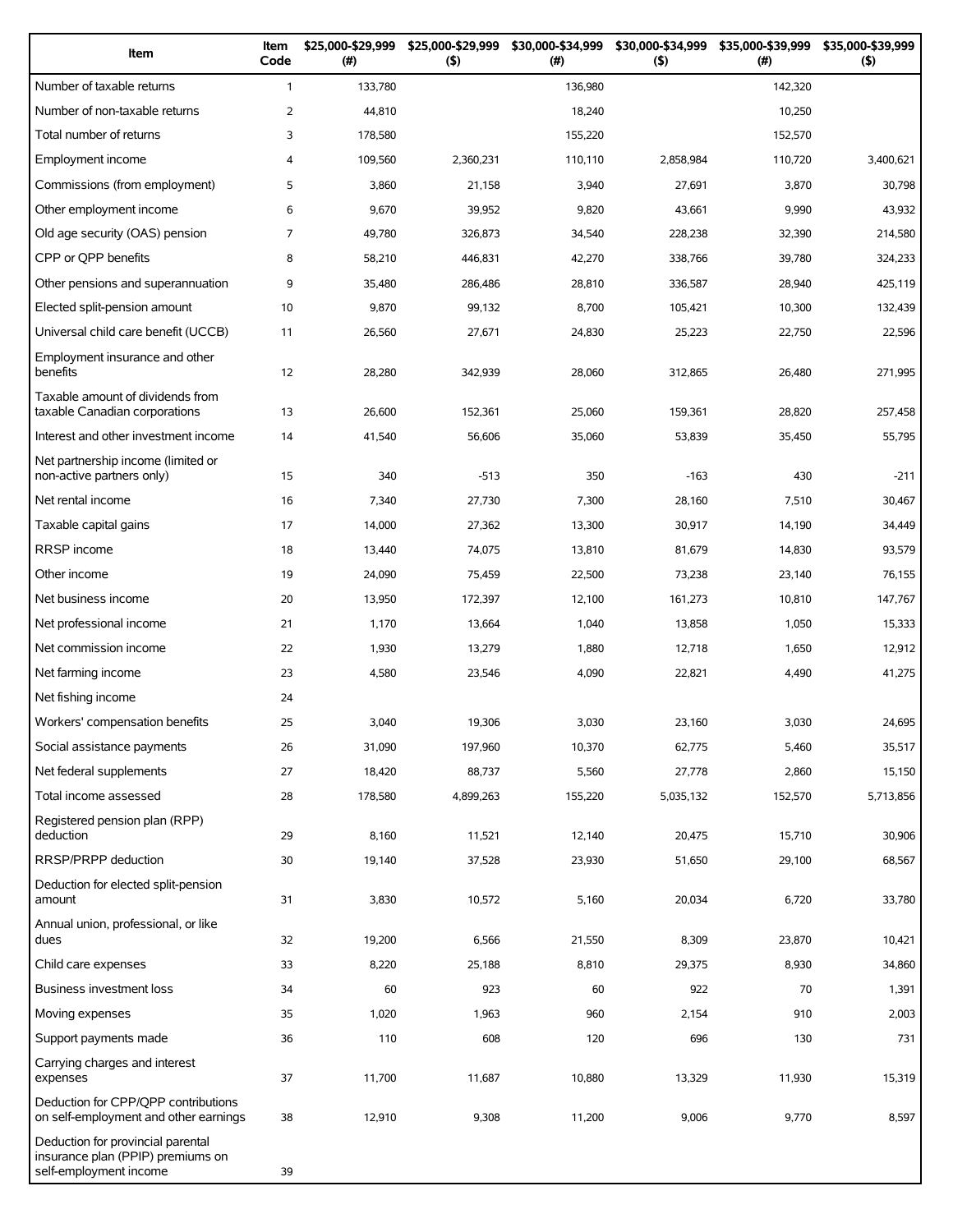| Item | Item Code | $25,000-$29,999 (#) | $25,000-$29,999 ($) | $30,000-$34,999 (#) | $30,000-$34,999 ($) | $35,000-$39,999 (#) | $35,000-$39,999 ($) |
|---|---|---|---|---|---|---|---|
| Number of taxable returns | 1 | 133,780 | | 136,980 | | 142,320 | |
| Number of non-taxable returns | 2 | 44,810 | | 18,240 | | 10,250 | |
| Total number of returns | 3 | 178,580 | | 155,220 | | 152,570 | |
| Employment income | 4 | 109,560 | 2,360,231 | 110,110 | 2,858,984 | 110,720 | 3,400,621 |
| Commissions (from employment) | 5 | 3,860 | 21,158 | 3,940 | 27,691 | 3,870 | 30,798 |
| Other employment income | 6 | 9,670 | 39,952 | 9,820 | 43,661 | 9,990 | 43,932 |
| Old age security (OAS) pension | 7 | 49,780 | 326,873 | 34,540 | 228,238 | 32,390 | 214,580 |
| CPP or QPP benefits | 8 | 58,210 | 446,831 | 42,270 | 338,766 | 39,780 | 324,233 |
| Other pensions and superannuation | 9 | 35,480 | 286,486 | 28,810 | 336,587 | 28,940 | 425,119 |
| Elected split-pension amount | 10 | 9,870 | 99,132 | 8,700 | 105,421 | 10,300 | 132,439 |
| Universal child care benefit (UCCB) | 11 | 26,560 | 27,671 | 24,830 | 25,223 | 22,750 | 22,596 |
| Employment insurance and other benefits | 12 | 28,280 | 342,939 | 28,060 | 312,865 | 26,480 | 271,995 |
| Taxable amount of dividends from taxable Canadian corporations | 13 | 26,600 | 152,361 | 25,060 | 159,361 | 28,820 | 257,458 |
| Interest and other investment income | 14 | 41,540 | 56,606 | 35,060 | 53,839 | 35,450 | 55,795 |
| Net partnership income (limited or non-active partners only) | 15 | 340 | -513 | 350 | -163 | 430 | -211 |
| Net rental income | 16 | 7,340 | 27,730 | 7,300 | 28,160 | 7,510 | 30,467 |
| Taxable capital gains | 17 | 14,000 | 27,362 | 13,300 | 30,917 | 14,190 | 34,449 |
| RRSP income | 18 | 13,440 | 74,075 | 13,810 | 81,679 | 14,830 | 93,579 |
| Other income | 19 | 24,090 | 75,459 | 22,500 | 73,238 | 23,140 | 76,155 |
| Net business income | 20 | 13,950 | 172,397 | 12,100 | 161,273 | 10,810 | 147,767 |
| Net professional income | 21 | 1,170 | 13,664 | 1,040 | 13,858 | 1,050 | 15,333 |
| Net commission income | 22 | 1,930 | 13,279 | 1,880 | 12,718 | 1,650 | 12,912 |
| Net farming income | 23 | 4,580 | 23,546 | 4,090 | 22,821 | 4,490 | 41,275 |
| Net fishing income | 24 | | | | | | |
| Workers' compensation benefits | 25 | 3,040 | 19,306 | 3,030 | 23,160 | 3,030 | 24,695 |
| Social assistance payments | 26 | 31,090 | 197,960 | 10,370 | 62,775 | 5,460 | 35,517 |
| Net federal supplements | 27 | 18,420 | 88,737 | 5,560 | 27,778 | 2,860 | 15,150 |
| Total income assessed | 28 | 178,580 | 4,899,263 | 155,220 | 5,035,132 | 152,570 | 5,713,856 |
| Registered pension plan (RPP) deduction | 29 | 8,160 | 11,521 | 12,140 | 20,475 | 15,710 | 30,906 |
| RRSP/PRPP deduction | 30 | 19,140 | 37,528 | 23,930 | 51,650 | 29,100 | 68,567 |
| Deduction for elected split-pension amount | 31 | 3,830 | 10,572 | 5,160 | 20,034 | 6,720 | 33,780 |
| Annual union, professional, or like dues | 32 | 19,200 | 6,566 | 21,550 | 8,309 | 23,870 | 10,421 |
| Child care expenses | 33 | 8,220 | 25,188 | 8,810 | 29,375 | 8,930 | 34,860 |
| Business investment loss | 34 | 60 | 923 | 60 | 922 | 70 | 1,391 |
| Moving expenses | 35 | 1,020 | 1,963 | 960 | 2,154 | 910 | 2,003 |
| Support payments made | 36 | 110 | 608 | 120 | 696 | 130 | 731 |
| Carrying charges and interest expenses | 37 | 11,700 | 11,687 | 10,880 | 13,329 | 11,930 | 15,319 |
| Deduction for CPP/QPP contributions on self-employment and other earnings | 38 | 12,910 | 9,308 | 11,200 | 9,006 | 9,770 | 8,597 |
| Deduction for provincial parental insurance plan (PPIP) premiums on self-employment income | 39 | | | | | | |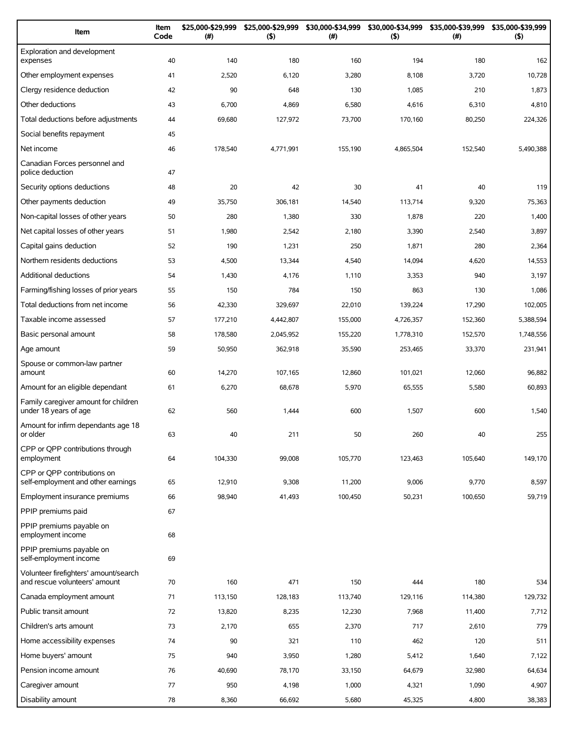| Item | Item Code | $25,000-$29,999 (#) | $25,000-$29,999 ($) | $30,000-$34,999 (#) | $30,000-$34,999 ($) | $35,000-$39,999 (#) | $35,000-$39,999 ($) |
|---|---|---|---|---|---|---|---|
| Exploration and development expenses | 40 | 140 | 180 | 160 | 194 | 180 | 162 |
| Other employment expenses | 41 | 2,520 | 6,120 | 3,280 | 8,108 | 3,720 | 10,728 |
| Clergy residence deduction | 42 | 90 | 648 | 130 | 1,085 | 210 | 1,873 |
| Other deductions | 43 | 6,700 | 4,869 | 6,580 | 4,616 | 6,310 | 4,810 |
| Total deductions before adjustments | 44 | 69,680 | 127,972 | 73,700 | 170,160 | 80,250 | 224,326 |
| Social benefits repayment | 45 | | | | | | |
| Net income | 46 | 178,540 | 4,771,991 | 155,190 | 4,865,504 | 152,540 | 5,490,388 |
| Canadian Forces personnel and police deduction | 47 | | | | | | |
| Security options deductions | 48 | 20 | 42 | 30 | 41 | 40 | 119 |
| Other payments deduction | 49 | 35,750 | 306,181 | 14,540 | 113,714 | 9,320 | 75,363 |
| Non-capital losses of other years | 50 | 280 | 1,380 | 330 | 1,878 | 220 | 1,400 |
| Net capital losses of other years | 51 | 1,980 | 2,542 | 2,180 | 3,390 | 2,540 | 3,897 |
| Capital gains deduction | 52 | 190 | 1,231 | 250 | 1,871 | 280 | 2,364 |
| Northern residents deductions | 53 | 4,500 | 13,344 | 4,540 | 14,094 | 4,620 | 14,553 |
| Additional deductions | 54 | 1,430 | 4,176 | 1,110 | 3,353 | 940 | 3,197 |
| Farming/fishing losses of prior years | 55 | 150 | 784 | 150 | 863 | 130 | 1,086 |
| Total deductions from net income | 56 | 42,330 | 329,697 | 22,010 | 139,224 | 17,290 | 102,005 |
| Taxable income assessed | 57 | 177,210 | 4,442,807 | 155,000 | 4,726,357 | 152,360 | 5,388,594 |
| Basic personal amount | 58 | 178,580 | 2,045,952 | 155,220 | 1,778,310 | 152,570 | 1,748,556 |
| Age amount | 59 | 50,950 | 362,918 | 35,590 | 253,465 | 33,370 | 231,941 |
| Spouse or common-law partner amount | 60 | 14,270 | 107,165 | 12,860 | 101,021 | 12,060 | 96,882 |
| Amount for an eligible dependant | 61 | 6,270 | 68,678 | 5,970 | 65,555 | 5,580 | 60,893 |
| Family caregiver amount for children under 18 years of age | 62 | 560 | 1,444 | 600 | 1,507 | 600 | 1,540 |
| Amount for infirm dependants age 18 or older | 63 | 40 | 211 | 50 | 260 | 40 | 255 |
| CPP or QPP contributions through employment | 64 | 104,330 | 99,008 | 105,770 | 123,463 | 105,640 | 149,170 |
| CPP or QPP contributions on self-employment and other earnings | 65 | 12,910 | 9,308 | 11,200 | 9,006 | 9,770 | 8,597 |
| Employment insurance premiums | 66 | 98,940 | 41,493 | 100,450 | 50,231 | 100,650 | 59,719 |
| PPIP premiums paid | 67 | | | | | | |
| PPIP premiums payable on employment income | 68 | | | | | | |
| PPIP premiums payable on self-employment income | 69 | | | | | | |
| Volunteer firefighters' amount/search and rescue volunteers' amount | 70 | 160 | 471 | 150 | 444 | 180 | 534 |
| Canada employment amount | 71 | 113,150 | 128,183 | 113,740 | 129,116 | 114,380 | 129,732 |
| Public transit amount | 72 | 13,820 | 8,235 | 12,230 | 7,968 | 11,400 | 7,712 |
| Children's arts amount | 73 | 2,170 | 655 | 2,370 | 717 | 2,610 | 779 |
| Home accessibility expenses | 74 | 90 | 321 | 110 | 462 | 120 | 511 |
| Home buyers' amount | 75 | 940 | 3,950 | 1,280 | 5,412 | 1,640 | 7,122 |
| Pension income amount | 76 | 40,690 | 78,170 | 33,150 | 64,679 | 32,980 | 64,634 |
| Caregiver amount | 77 | 950 | 4,198 | 1,000 | 4,321 | 1,090 | 4,907 |
| Disability amount | 78 | 8,360 | 66,692 | 5,680 | 45,325 | 4,800 | 38,383 |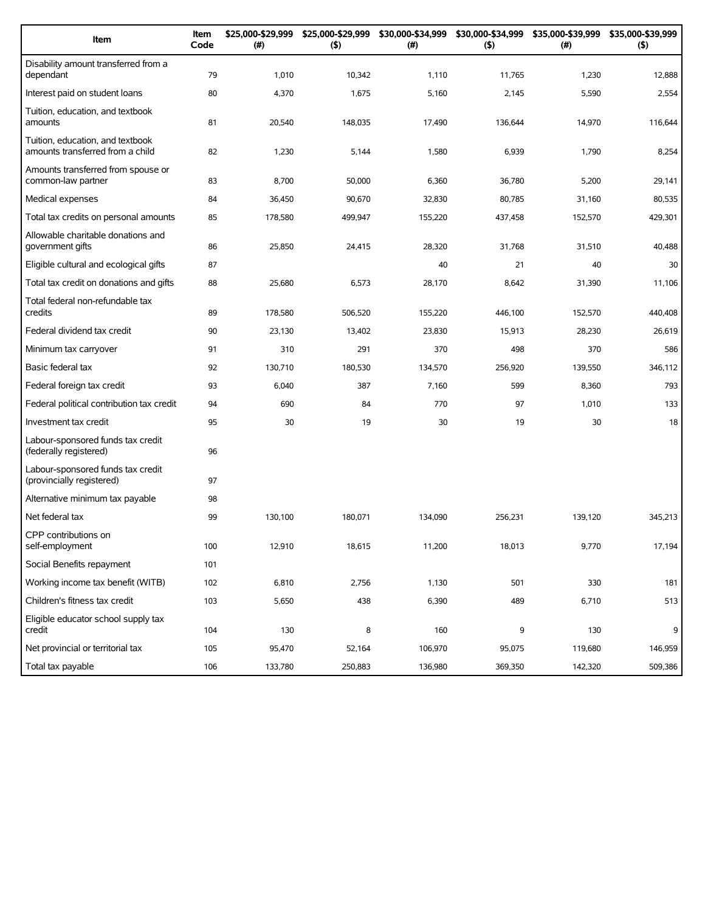| Item | Item Code | $25,000-$29,999 (#) | $25,000-$29,999 ($) | $30,000-$34,999 (#) | $30,000-$34,999 ($) | $35,000-$39,999 (#) | $35,000-$39,999 ($) |
|---|---|---|---|---|---|---|---|
| Disability amount transferred from a dependant | 79 | 1,010 | 10,342 | 1,110 | 11,765 | 1,230 | 12,888 |
| Interest paid on student loans | 80 | 4,370 | 1,675 | 5,160 | 2,145 | 5,590 | 2,554 |
| Tuition, education, and textbook amounts | 81 | 20,540 | 148,035 | 17,490 | 136,644 | 14,970 | 116,644 |
| Tuition, education, and textbook amounts transferred from a child | 82 | 1,230 | 5,144 | 1,580 | 6,939 | 1,790 | 8,254 |
| Amounts transferred from spouse or common-law partner | 83 | 8,700 | 50,000 | 6,360 | 36,780 | 5,200 | 29,141 |
| Medical expenses | 84 | 36,450 | 90,670 | 32,830 | 80,785 | 31,160 | 80,535 |
| Total tax credits on personal amounts | 85 | 178,580 | 499,947 | 155,220 | 437,458 | 152,570 | 429,301 |
| Allowable charitable donations and government gifts | 86 | 25,850 | 24,415 | 28,320 | 31,768 | 31,510 | 40,488 |
| Eligible cultural and ecological gifts | 87 | | | 40 | 21 | 40 | 30 |
| Total tax credit on donations and gifts | 88 | 25,680 | 6,573 | 28,170 | 8,642 | 31,390 | 11,106 |
| Total federal non-refundable tax credits | 89 | 178,580 | 506,520 | 155,220 | 446,100 | 152,570 | 440,408 |
| Federal dividend tax credit | 90 | 23,130 | 13,402 | 23,830 | 15,913 | 28,230 | 26,619 |
| Minimum tax carryover | 91 | 310 | 291 | 370 | 498 | 370 | 586 |
| Basic federal tax | 92 | 130,710 | 180,530 | 134,570 | 256,920 | 139,550 | 346,112 |
| Federal foreign tax credit | 93 | 6,040 | 387 | 7,160 | 599 | 8,360 | 793 |
| Federal political contribution tax credit | 94 | 690 | 84 | 770 | 97 | 1,010 | 133 |
| Investment tax credit | 95 | 30 | 19 | 30 | 19 | 30 | 18 |
| Labour-sponsored funds tax credit (federally registered) | 96 | | | | | | |
| Labour-sponsored funds tax credit (provincially registered) | 97 | | | | | | |
| Alternative minimum tax payable | 98 | | | | | | |
| Net federal tax | 99 | 130,100 | 180,071 | 134,090 | 256,231 | 139,120 | 345,213 |
| CPP contributions on self-employment | 100 | 12,910 | 18,615 | 11,200 | 18,013 | 9,770 | 17,194 |
| Social Benefits repayment | 101 | | | | | | |
| Working income tax benefit (WITB) | 102 | 6,810 | 2,756 | 1,130 | 501 | 330 | 181 |
| Children's fitness tax credit | 103 | 5,650 | 438 | 6,390 | 489 | 6,710 | 513 |
| Eligible educator school supply tax credit | 104 | 130 | 8 | 160 | 9 | 130 | 9 |
| Net provincial or territorial tax | 105 | 95,470 | 52,164 | 106,970 | 95,075 | 119,680 | 146,959 |
| Total tax payable | 106 | 133,780 | 250,883 | 136,980 | 369,350 | 142,320 | 509,386 |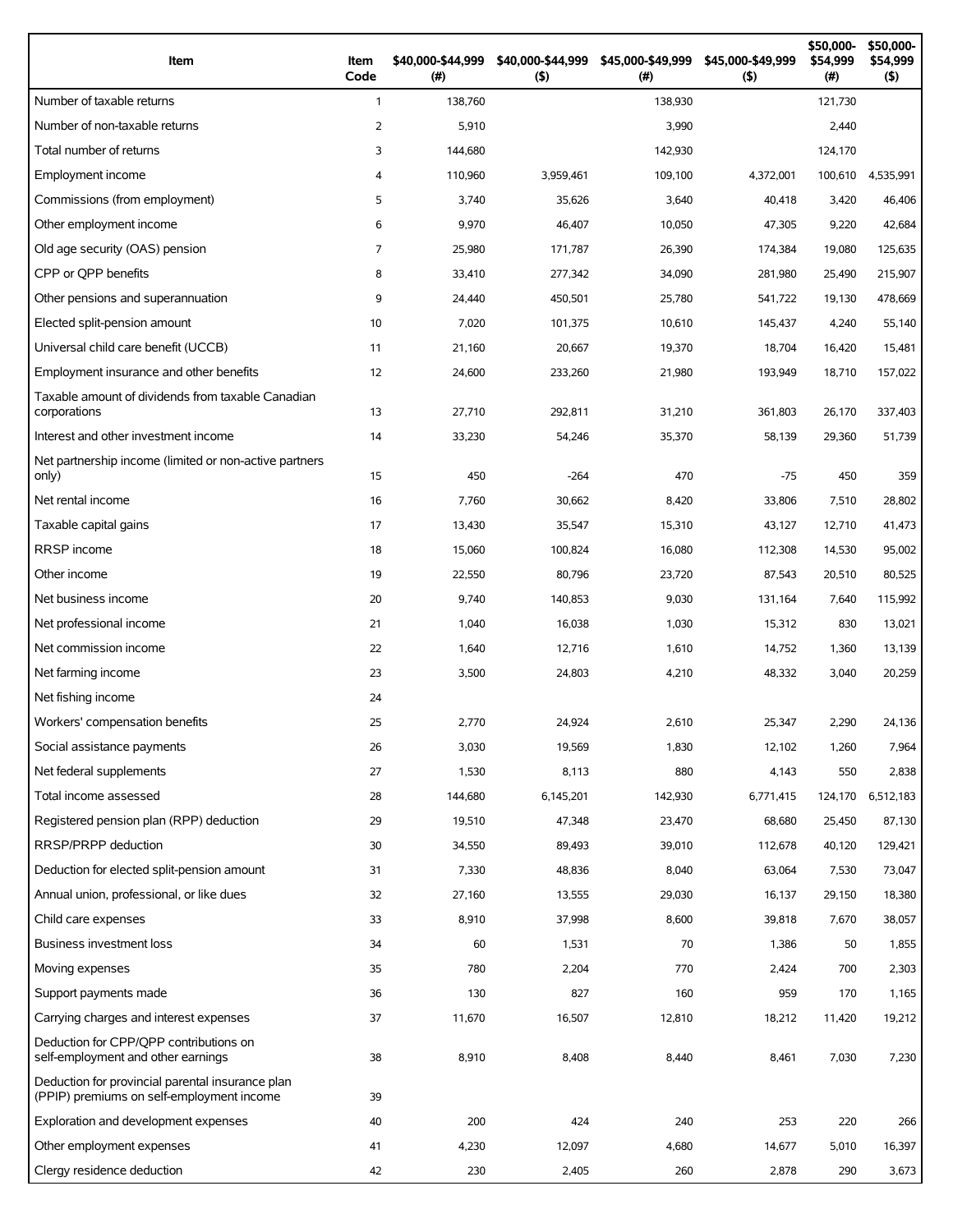| Item | Item Code | $40,000-$44,999 (#) | $40,000-$44,999 ($) | $45,000-$49,999 (#) | $45,000-$49,999 ($) | $50,000-$54,999 (#) | $50,000-$54,999 ($) |
|---|---|---|---|---|---|---|---|
| Number of taxable returns | 1 | 138,760 | | 138,930 | | 121,730 | |
| Number of non-taxable returns | 2 | 5,910 | | 3,990 | | 2,440 | |
| Total number of returns | 3 | 144,680 | | 142,930 | | 124,170 | |
| Employment income | 4 | 110,960 | 3,959,461 | 109,100 | 4,372,001 | 100,610 | 4,535,991 |
| Commissions (from employment) | 5 | 3,740 | 35,626 | 3,640 | 40,418 | 3,420 | 46,406 |
| Other employment income | 6 | 9,970 | 46,407 | 10,050 | 47,305 | 9,220 | 42,684 |
| Old age security (OAS) pension | 7 | 25,980 | 171,787 | 26,390 | 174,384 | 19,080 | 125,635 |
| CPP or QPP benefits | 8 | 33,410 | 277,342 | 34,090 | 281,980 | 25,490 | 215,907 |
| Other pensions and superannuation | 9 | 24,440 | 450,501 | 25,780 | 541,722 | 19,130 | 478,669 |
| Elected split-pension amount | 10 | 7,020 | 101,375 | 10,610 | 145,437 | 4,240 | 55,140 |
| Universal child care benefit (UCCB) | 11 | 21,160 | 20,667 | 19,370 | 18,704 | 16,420 | 15,481 |
| Employment insurance and other benefits | 12 | 24,600 | 233,260 | 21,980 | 193,949 | 18,710 | 157,022 |
| Taxable amount of dividends from taxable Canadian corporations | 13 | 27,710 | 292,811 | 31,210 | 361,803 | 26,170 | 337,403 |
| Interest and other investment income | 14 | 33,230 | 54,246 | 35,370 | 58,139 | 29,360 | 51,739 |
| Net partnership income (limited or non-active partners only) | 15 | 450 | -264 | 470 | -75 | 450 | 359 |
| Net rental income | 16 | 7,760 | 30,662 | 8,420 | 33,806 | 7,510 | 28,802 |
| Taxable capital gains | 17 | 13,430 | 35,547 | 15,310 | 43,127 | 12,710 | 41,473 |
| RRSP income | 18 | 15,060 | 100,824 | 16,080 | 112,308 | 14,530 | 95,002 |
| Other income | 19 | 22,550 | 80,796 | 23,720 | 87,543 | 20,510 | 80,525 |
| Net business income | 20 | 9,740 | 140,853 | 9,030 | 131,164 | 7,640 | 115,992 |
| Net professional income | 21 | 1,040 | 16,038 | 1,030 | 15,312 | 830 | 13,021 |
| Net commission income | 22 | 1,640 | 12,716 | 1,610 | 14,752 | 1,360 | 13,139 |
| Net farming income | 23 | 3,500 | 24,803 | 4,210 | 48,332 | 3,040 | 20,259 |
| Net fishing income | 24 | | | | | | |
| Workers' compensation benefits | 25 | 2,770 | 24,924 | 2,610 | 25,347 | 2,290 | 24,136 |
| Social assistance payments | 26 | 3,030 | 19,569 | 1,830 | 12,102 | 1,260 | 7,964 |
| Net federal supplements | 27 | 1,530 | 8,113 | 880 | 4,143 | 550 | 2,838 |
| Total income assessed | 28 | 144,680 | 6,145,201 | 142,930 | 6,771,415 | 124,170 | 6,512,183 |
| Registered pension plan (RPP) deduction | 29 | 19,510 | 47,348 | 23,470 | 68,680 | 25,450 | 87,130 |
| RRSP/PRPP deduction | 30 | 34,550 | 89,493 | 39,010 | 112,678 | 40,120 | 129,421 |
| Deduction for elected split-pension amount | 31 | 7,330 | 48,836 | 8,040 | 63,064 | 7,530 | 73,047 |
| Annual union, professional, or like dues | 32 | 27,160 | 13,555 | 29,030 | 16,137 | 29,150 | 18,380 |
| Child care expenses | 33 | 8,910 | 37,998 | 8,600 | 39,818 | 7,670 | 38,057 |
| Business investment loss | 34 | 60 | 1,531 | 70 | 1,386 | 50 | 1,855 |
| Moving expenses | 35 | 780 | 2,204 | 770 | 2,424 | 700 | 2,303 |
| Support payments made | 36 | 130 | 827 | 160 | 959 | 170 | 1,165 |
| Carrying charges and interest expenses | 37 | 11,670 | 16,507 | 12,810 | 18,212 | 11,420 | 19,212 |
| Deduction for CPP/QPP contributions on self-employment and other earnings | 38 | 8,910 | 8,408 | 8,440 | 8,461 | 7,030 | 7,230 |
| Deduction for provincial parental insurance plan (PPIP) premiums on self-employment income | 39 | | | | | | |
| Exploration and development expenses | 40 | 200 | 424 | 240 | 253 | 220 | 266 |
| Other employment expenses | 41 | 4,230 | 12,097 | 4,680 | 14,677 | 5,010 | 16,397 |
| Clergy residence deduction | 42 | 230 | 2,405 | 260 | 2,878 | 290 | 3,673 |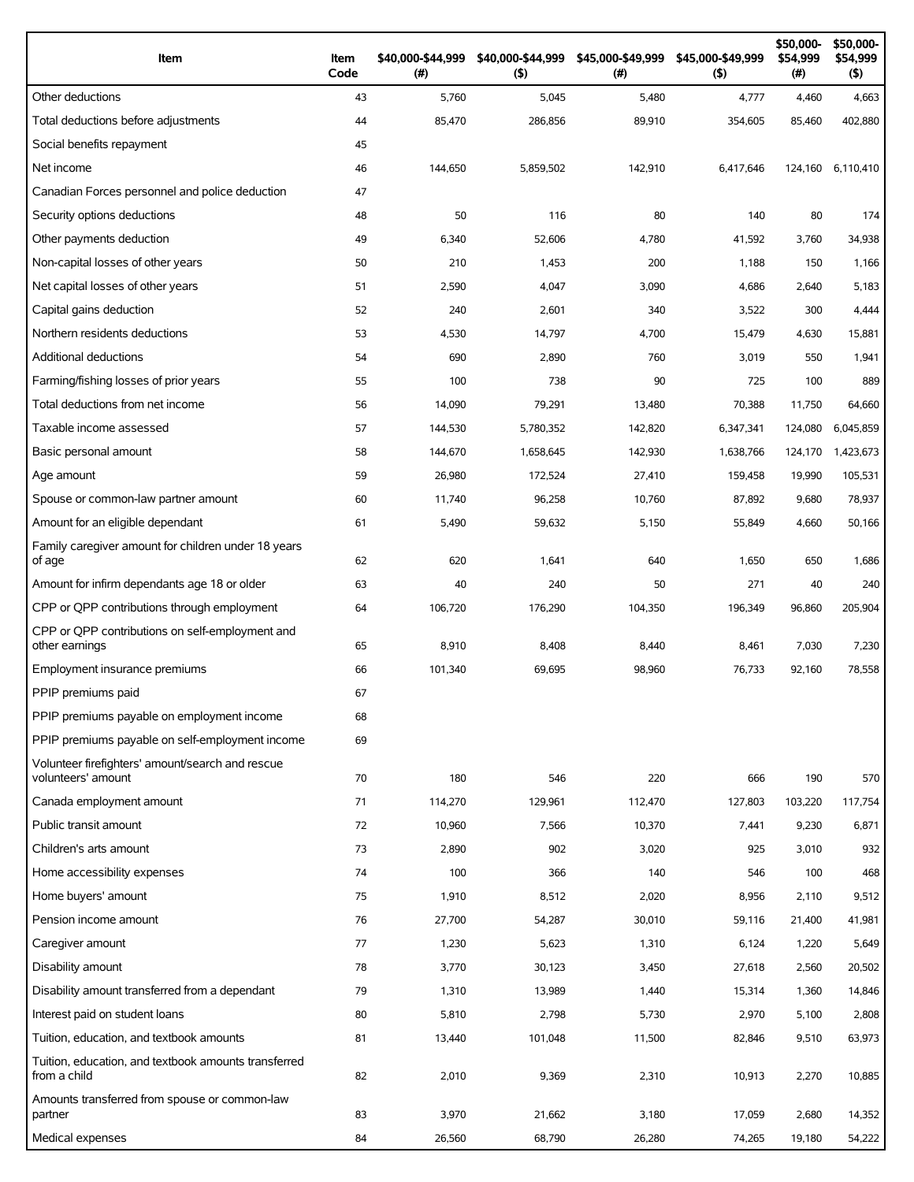| Item | Item Code | $40,000-$44,999 (#) | $40,000-$44,999 ($) | $45,000-$49,999 (#) | $45,000-$49,999 ($) | $50,000-$54,999 (#) | $50,000-$54,999 ($) |
|---|---|---|---|---|---|---|---|
| Other deductions | 43 | 5,760 | 5,045 | 5,480 | 4,777 | 4,460 | 4,663 |
| Total deductions before adjustments | 44 | 85,470 | 286,856 | 89,910 | 354,605 | 85,460 | 402,880 |
| Social benefits repayment | 45 | | | | | | |
| Net income | 46 | 144,650 | 5,859,502 | 142,910 | 6,417,646 | 124,160 | 6,110,410 |
| Canadian Forces personnel and police deduction | 47 | | | | | | |
| Security options deductions | 48 | 50 | 116 | 80 | 140 | 80 | 174 |
| Other payments deduction | 49 | 6,340 | 52,606 | 4,780 | 41,592 | 3,760 | 34,938 |
| Non-capital losses of other years | 50 | 210 | 1,453 | 200 | 1,188 | 150 | 1,166 |
| Net capital losses of other years | 51 | 2,590 | 4,047 | 3,090 | 4,686 | 2,640 | 5,183 |
| Capital gains deduction | 52 | 240 | 2,601 | 340 | 3,522 | 300 | 4,444 |
| Northern residents deductions | 53 | 4,530 | 14,797 | 4,700 | 15,479 | 4,630 | 15,881 |
| Additional deductions | 54 | 690 | 2,890 | 760 | 3,019 | 550 | 1,941 |
| Farming/fishing losses of prior years | 55 | 100 | 738 | 90 | 725 | 100 | 889 |
| Total deductions from net income | 56 | 14,090 | 79,291 | 13,480 | 70,388 | 11,750 | 64,660 |
| Taxable income assessed | 57 | 144,530 | 5,780,352 | 142,820 | 6,347,341 | 124,080 | 6,045,859 |
| Basic personal amount | 58 | 144,670 | 1,658,645 | 142,930 | 1,638,766 | 124,170 | 1,423,673 |
| Age amount | 59 | 26,980 | 172,524 | 27,410 | 159,458 | 19,990 | 105,531 |
| Spouse or common-law partner amount | 60 | 11,740 | 96,258 | 10,760 | 87,892 | 9,680 | 78,937 |
| Amount for an eligible dependant | 61 | 5,490 | 59,632 | 5,150 | 55,849 | 4,660 | 50,166 |
| Family caregiver amount for children under 18 years of age | 62 | 620 | 1,641 | 640 | 1,650 | 650 | 1,686 |
| Amount for infirm dependants age 18 or older | 63 | 40 | 240 | 50 | 271 | 40 | 240 |
| CPP or QPP contributions through employment | 64 | 106,720 | 176,290 | 104,350 | 196,349 | 96,860 | 205,904 |
| CPP or QPP contributions on self-employment and other earnings | 65 | 8,910 | 8,408 | 8,440 | 8,461 | 7,030 | 7,230 |
| Employment insurance premiums | 66 | 101,340 | 69,695 | 98,960 | 76,733 | 92,160 | 78,558 |
| PPIP premiums paid | 67 | | | | | | |
| PPIP premiums payable on employment income | 68 | | | | | | |
| PPIP premiums payable on self-employment income | 69 | | | | | | |
| Volunteer firefighters' amount/search and rescue volunteers' amount | 70 | 180 | 546 | 220 | 666 | 190 | 570 |
| Canada employment amount | 71 | 114,270 | 129,961 | 112,470 | 127,803 | 103,220 | 117,754 |
| Public transit amount | 72 | 10,960 | 7,566 | 10,370 | 7,441 | 9,230 | 6,871 |
| Children's arts amount | 73 | 2,890 | 902 | 3,020 | 925 | 3,010 | 932 |
| Home accessibility expenses | 74 | 100 | 366 | 140 | 546 | 100 | 468 |
| Home buyers' amount | 75 | 1,910 | 8,512 | 2,020 | 8,956 | 2,110 | 9,512 |
| Pension income amount | 76 | 27,700 | 54,287 | 30,010 | 59,116 | 21,400 | 41,981 |
| Caregiver amount | 77 | 1,230 | 5,623 | 1,310 | 6,124 | 1,220 | 5,649 |
| Disability amount | 78 | 3,770 | 30,123 | 3,450 | 27,618 | 2,560 | 20,502 |
| Disability amount transferred from a dependant | 79 | 1,310 | 13,989 | 1,440 | 15,314 | 1,360 | 14,846 |
| Interest paid on student loans | 80 | 5,810 | 2,798 | 5,730 | 2,970 | 5,100 | 2,808 |
| Tuition, education, and textbook amounts | 81 | 13,440 | 101,048 | 11,500 | 82,846 | 9,510 | 63,973 |
| Tuition, education, and textbook amounts transferred from a child | 82 | 2,010 | 9,369 | 2,310 | 10,913 | 2,270 | 10,885 |
| Amounts transferred from spouse or common-law partner | 83 | 3,970 | 21,662 | 3,180 | 17,059 | 2,680 | 14,352 |
| Medical expenses | 84 | 26,560 | 68,790 | 26,280 | 74,265 | 19,180 | 54,222 |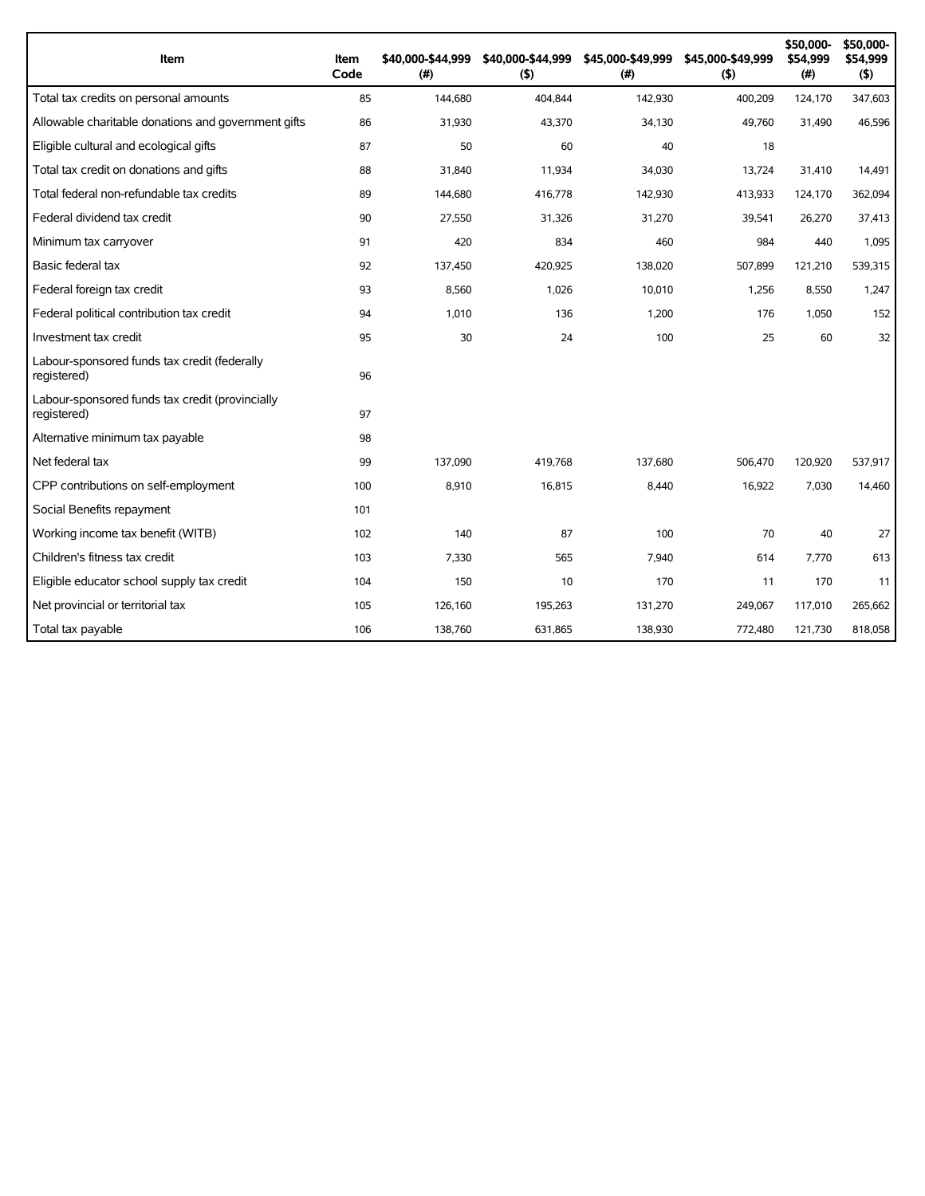| Item | Item Code | $40,000-$44,999 (#) | $40,000-$44,999 ($) | $45,000-$49,999 (#) | $45,000-$49,999 ($) | $50,000-$54,999 (#) | $50,000-$54,999 ($) |
|---|---|---|---|---|---|---|---|
| Total tax credits on personal amounts | 85 | 144,680 | 404,844 | 142,930 | 400,209 | 124,170 | 347,603 |
| Allowable charitable donations and government gifts | 86 | 31,930 | 43,370 | 34,130 | 49,760 | 31,490 | 46,596 |
| Eligible cultural and ecological gifts | 87 | 50 | 60 | 40 | 18 | | |
| Total tax credit on donations and gifts | 88 | 31,840 | 11,934 | 34,030 | 13,724 | 31,410 | 14,491 |
| Total federal non-refundable tax credits | 89 | 144,680 | 416,778 | 142,930 | 413,933 | 124,170 | 362,094 |
| Federal dividend tax credit | 90 | 27,550 | 31,326 | 31,270 | 39,541 | 26,270 | 37,413 |
| Minimum tax carryover | 91 | 420 | 834 | 460 | 984 | 440 | 1,095 |
| Basic federal tax | 92 | 137,450 | 420,925 | 138,020 | 507,899 | 121,210 | 539,315 |
| Federal foreign tax credit | 93 | 8,560 | 1,026 | 10,010 | 1,256 | 8,550 | 1,247 |
| Federal political contribution tax credit | 94 | 1,010 | 136 | 1,200 | 176 | 1,050 | 152 |
| Investment tax credit | 95 | 30 | 24 | 100 | 25 | 60 | 32 |
| Labour-sponsored funds tax credit (federally registered) | 96 | | | | | | |
| Labour-sponsored funds tax credit (provincially registered) | 97 | | | | | | |
| Alternative minimum tax payable | 98 | | | | | | |
| Net federal tax | 99 | 137,090 | 419,768 | 137,680 | 506,470 | 120,920 | 537,917 |
| CPP contributions on self-employment | 100 | 8,910 | 16,815 | 8,440 | 16,922 | 7,030 | 14,460 |
| Social Benefits repayment | 101 | | | | | | |
| Working income tax benefit (WITB) | 102 | 140 | 87 | 100 | 70 | 40 | 27 |
| Children's fitness tax credit | 103 | 7,330 | 565 | 7,940 | 614 | 7,770 | 613 |
| Eligible educator school supply tax credit | 104 | 150 | 10 | 170 | 11 | 170 | 11 |
| Net provincial or territorial tax | 105 | 126,160 | 195,263 | 131,270 | 249,067 | 117,010 | 265,662 |
| Total tax payable | 106 | 138,760 | 631,865 | 138,930 | 772,480 | 121,730 | 818,058 |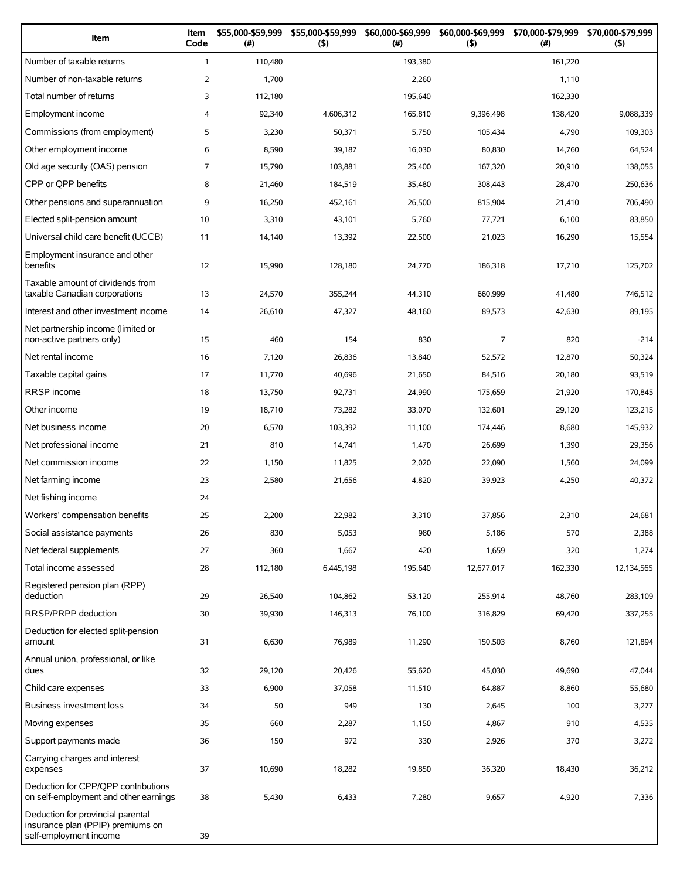| Item | Item Code | $55,000-$59,999 (#) | $55,000-$59,999 ($) | $60,000-$69,999 (#) | $60,000-$69,999 ($) | $70,000-$79,999 (#) | $70,000-$79,999 ($) |
|---|---|---|---|---|---|---|---|
| Number of taxable returns | 1 | 110,480 | | 193,380 | | 161,220 | |
| Number of non-taxable returns | 2 | 1,700 | | 2,260 | | 1,110 | |
| Total number of returns | 3 | 112,180 | | 195,640 | | 162,330 | |
| Employment income | 4 | 92,340 | 4,606,312 | 165,810 | 9,396,498 | 138,420 | 9,088,339 |
| Commissions (from employment) | 5 | 3,230 | 50,371 | 5,750 | 105,434 | 4,790 | 109,303 |
| Other employment income | 6 | 8,590 | 39,187 | 16,030 | 80,830 | 14,760 | 64,524 |
| Old age security (OAS) pension | 7 | 15,790 | 103,881 | 25,400 | 167,320 | 20,910 | 138,055 |
| CPP or QPP benefits | 8 | 21,460 | 184,519 | 35,480 | 308,443 | 28,470 | 250,636 |
| Other pensions and superannuation | 9 | 16,250 | 452,161 | 26,500 | 815,904 | 21,410 | 706,490 |
| Elected split-pension amount | 10 | 3,310 | 43,101 | 5,760 | 77,721 | 6,100 | 83,850 |
| Universal child care benefit (UCCB) | 11 | 14,140 | 13,392 | 22,500 | 21,023 | 16,290 | 15,554 |
| Employment insurance and other benefits | 12 | 15,990 | 128,180 | 24,770 | 186,318 | 17,710 | 125,702 |
| Taxable amount of dividends from taxable Canadian corporations | 13 | 24,570 | 355,244 | 44,310 | 660,999 | 41,480 | 746,512 |
| Interest and other investment income | 14 | 26,610 | 47,327 | 48,160 | 89,573 | 42,630 | 89,195 |
| Net partnership income (limited or non-active partners only) | 15 | 460 | 154 | 830 | 7 | 820 | -214 |
| Net rental income | 16 | 7,120 | 26,836 | 13,840 | 52,572 | 12,870 | 50,324 |
| Taxable capital gains | 17 | 11,770 | 40,696 | 21,650 | 84,516 | 20,180 | 93,519 |
| RRSP income | 18 | 13,750 | 92,731 | 24,990 | 175,659 | 21,920 | 170,845 |
| Other income | 19 | 18,710 | 73,282 | 33,070 | 132,601 | 29,120 | 123,215 |
| Net business income | 20 | 6,570 | 103,392 | 11,100 | 174,446 | 8,680 | 145,932 |
| Net professional income | 21 | 810 | 14,741 | 1,470 | 26,699 | 1,390 | 29,356 |
| Net commission income | 22 | 1,150 | 11,825 | 2,020 | 22,090 | 1,560 | 24,099 |
| Net farming income | 23 | 2,580 | 21,656 | 4,820 | 39,923 | 4,250 | 40,372 |
| Net fishing income | 24 | | | | | | |
| Workers' compensation benefits | 25 | 2,200 | 22,982 | 3,310 | 37,856 | 2,310 | 24,681 |
| Social assistance payments | 26 | 830 | 5,053 | 980 | 5,186 | 570 | 2,388 |
| Net federal supplements | 27 | 360 | 1,667 | 420 | 1,659 | 320 | 1,274 |
| Total income assessed | 28 | 112,180 | 6,445,198 | 195,640 | 12,677,017 | 162,330 | 12,134,565 |
| Registered pension plan (RPP) deduction | 29 | 26,540 | 104,862 | 53,120 | 255,914 | 48,760 | 283,109 |
| RRSP/PRPP deduction | 30 | 39,930 | 146,313 | 76,100 | 316,829 | 69,420 | 337,255 |
| Deduction for elected split-pension amount | 31 | 6,630 | 76,989 | 11,290 | 150,503 | 8,760 | 121,894 |
| Annual union, professional, or like dues | 32 | 29,120 | 20,426 | 55,620 | 45,030 | 49,690 | 47,044 |
| Child care expenses | 33 | 6,900 | 37,058 | 11,510 | 64,887 | 8,860 | 55,680 |
| Business investment loss | 34 | 50 | 949 | 130 | 2,645 | 100 | 3,277 |
| Moving expenses | 35 | 660 | 2,287 | 1,150 | 4,867 | 910 | 4,535 |
| Support payments made | 36 | 150 | 972 | 330 | 2,926 | 370 | 3,272 |
| Carrying charges and interest expenses | 37 | 10,690 | 18,282 | 19,850 | 36,320 | 18,430 | 36,212 |
| Deduction for CPP/QPP contributions on self-employment and other earnings | 38 | 5,430 | 6,433 | 7,280 | 9,657 | 4,920 | 7,336 |
| Deduction for provincial parental insurance plan (PPIP) premiums on self-employment income | 39 | | | | | | |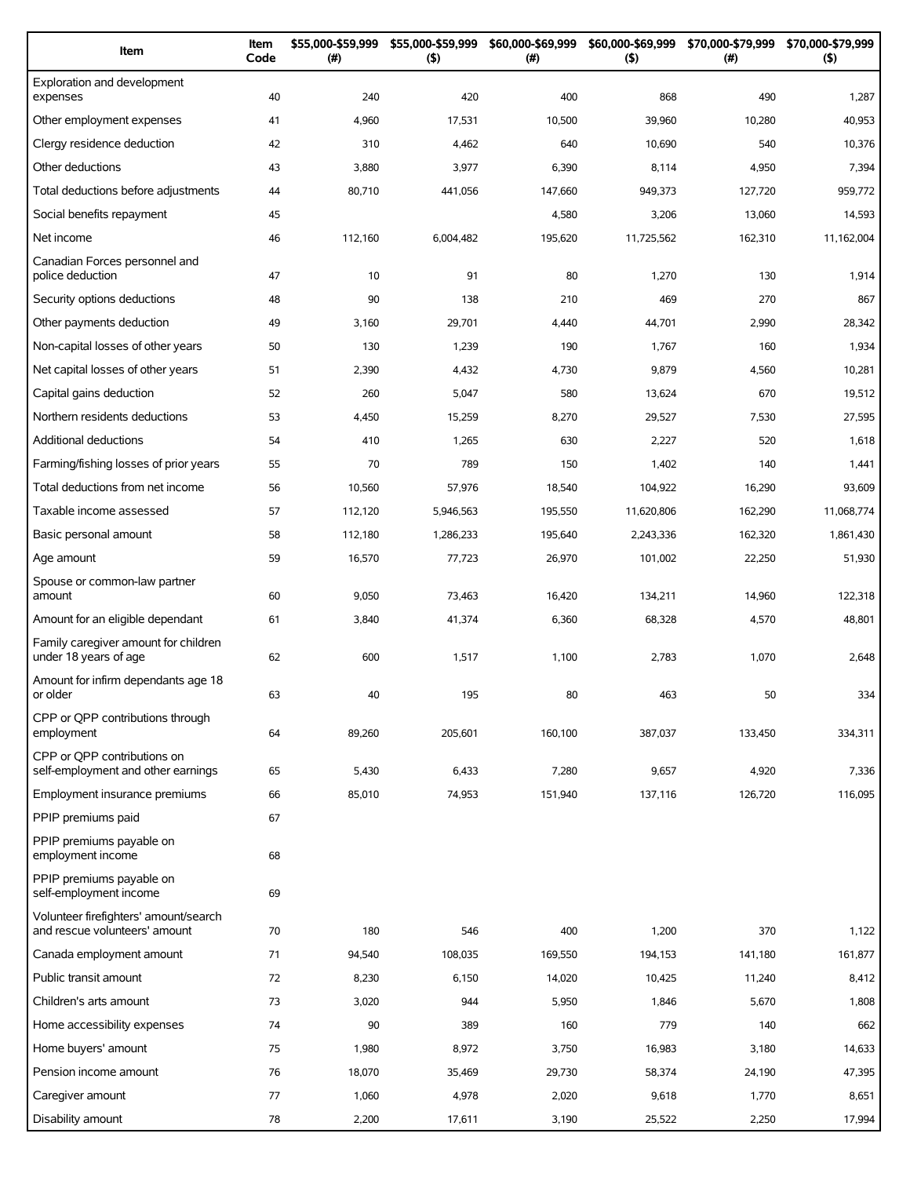| Item | Item Code | $55,000-$59,999 (#) | $55,000-$59,999 ($) | $60,000-$69,999 (#) | $60,000-$69,999 ($) | $70,000-$79,999 (#) | $70,000-$79,999 ($) |
|---|---|---|---|---|---|---|---|
| Exploration and development expenses | 40 | 240 | 420 | 400 | 868 | 490 | 1,287 |
| Other employment expenses | 41 | 4,960 | 17,531 | 10,500 | 39,960 | 10,280 | 40,953 |
| Clergy residence deduction | 42 | 310 | 4,462 | 640 | 10,690 | 540 | 10,376 |
| Other deductions | 43 | 3,880 | 3,977 | 6,390 | 8,114 | 4,950 | 7,394 |
| Total deductions before adjustments | 44 | 80,710 | 441,056 | 147,660 | 949,373 | 127,720 | 959,772 |
| Social benefits repayment | 45 | | | 4,580 | 3,206 | 13,060 | 14,593 |
| Net income | 46 | 112,160 | 6,004,482 | 195,620 | 11,725,562 | 162,310 | 11,162,004 |
| Canadian Forces personnel and police deduction | 47 | 10 | 91 | 80 | 1,270 | 130 | 1,914 |
| Security options deductions | 48 | 90 | 138 | 210 | 469 | 270 | 867 |
| Other payments deduction | 49 | 3,160 | 29,701 | 4,440 | 44,701 | 2,990 | 28,342 |
| Non-capital losses of other years | 50 | 130 | 1,239 | 190 | 1,767 | 160 | 1,934 |
| Net capital losses of other years | 51 | 2,390 | 4,432 | 4,730 | 9,879 | 4,560 | 10,281 |
| Capital gains deduction | 52 | 260 | 5,047 | 580 | 13,624 | 670 | 19,512 |
| Northern residents deductions | 53 | 4,450 | 15,259 | 8,270 | 29,527 | 7,530 | 27,595 |
| Additional deductions | 54 | 410 | 1,265 | 630 | 2,227 | 520 | 1,618 |
| Farming/fishing losses of prior years | 55 | 70 | 789 | 150 | 1,402 | 140 | 1,441 |
| Total deductions from net income | 56 | 10,560 | 57,976 | 18,540 | 104,922 | 16,290 | 93,609 |
| Taxable income assessed | 57 | 112,120 | 5,946,563 | 195,550 | 11,620,806 | 162,290 | 11,068,774 |
| Basic personal amount | 58 | 112,180 | 1,286,233 | 195,640 | 2,243,336 | 162,320 | 1,861,430 |
| Age amount | 59 | 16,570 | 77,723 | 26,970 | 101,002 | 22,250 | 51,930 |
| Spouse or common-law partner amount | 60 | 9,050 | 73,463 | 16,420 | 134,211 | 14,960 | 122,318 |
| Amount for an eligible dependant | 61 | 3,840 | 41,374 | 6,360 | 68,328 | 4,570 | 48,801 |
| Family caregiver amount for children under 18 years of age | 62 | 600 | 1,517 | 1,100 | 2,783 | 1,070 | 2,648 |
| Amount for infirm dependants age 18 or older | 63 | 40 | 195 | 80 | 463 | 50 | 334 |
| CPP or QPP contributions through employment | 64 | 89,260 | 205,601 | 160,100 | 387,037 | 133,450 | 334,311 |
| CPP or QPP contributions on self-employment and other earnings | 65 | 5,430 | 6,433 | 7,280 | 9,657 | 4,920 | 7,336 |
| Employment insurance premiums | 66 | 85,010 | 74,953 | 151,940 | 137,116 | 126,720 | 116,095 |
| PPIP premiums paid | 67 | | | | | | |
| PPIP premiums payable on employment income | 68 | | | | | | |
| PPIP premiums payable on self-employment income | 69 | | | | | | |
| Volunteer firefighters' amount/search and rescue volunteers' amount | 70 | 180 | 546 | 400 | 1,200 | 370 | 1,122 |
| Canada employment amount | 71 | 94,540 | 108,035 | 169,550 | 194,153 | 141,180 | 161,877 |
| Public transit amount | 72 | 8,230 | 6,150 | 14,020 | 10,425 | 11,240 | 8,412 |
| Children's arts amount | 73 | 3,020 | 944 | 5,950 | 1,846 | 5,670 | 1,808 |
| Home accessibility expenses | 74 | 90 | 389 | 160 | 779 | 140 | 662 |
| Home buyers' amount | 75 | 1,980 | 8,972 | 3,750 | 16,983 | 3,180 | 14,633 |
| Pension income amount | 76 | 18,070 | 35,469 | 29,730 | 58,374 | 24,190 | 47,395 |
| Caregiver amount | 77 | 1,060 | 4,978 | 2,020 | 9,618 | 1,770 | 8,651 |
| Disability amount | 78 | 2,200 | 17,611 | 3,190 | 25,522 | 2,250 | 17,994 |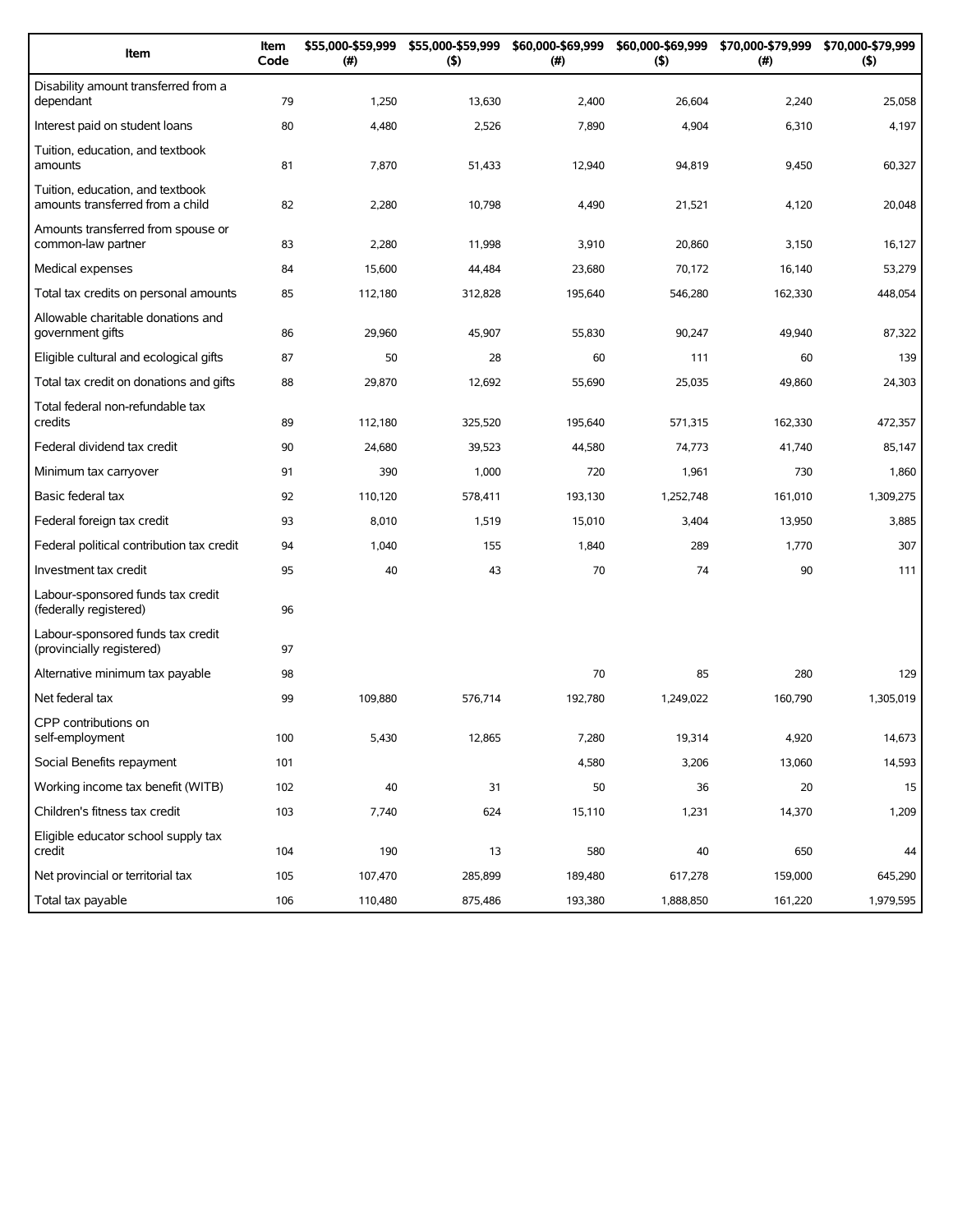| Item | Item Code | $55,000-$59,999 (#) | $55,000-$59,999 ($) | $60,000-$69,999 (#) | $60,000-$69,999 ($) | $70,000-$79,999 (#) | $70,000-$79,999 ($) |
|---|---|---|---|---|---|---|---|
| Disability amount transferred from a dependant | 79 | 1,250 | 13,630 | 2,400 | 26,604 | 2,240 | 25,058 |
| Interest paid on student loans | 80 | 4,480 | 2,526 | 7,890 | 4,904 | 6,310 | 4,197 |
| Tuition, education, and textbook amounts | 81 | 7,870 | 51,433 | 12,940 | 94,819 | 9,450 | 60,327 |
| Tuition, education, and textbook amounts transferred from a child | 82 | 2,280 | 10,798 | 4,490 | 21,521 | 4,120 | 20,048 |
| Amounts transferred from spouse or common-law partner | 83 | 2,280 | 11,998 | 3,910 | 20,860 | 3,150 | 16,127 |
| Medical expenses | 84 | 15,600 | 44,484 | 23,680 | 70,172 | 16,140 | 53,279 |
| Total tax credits on personal amounts | 85 | 112,180 | 312,828 | 195,640 | 546,280 | 162,330 | 448,054 |
| Allowable charitable donations and government gifts | 86 | 29,960 | 45,907 | 55,830 | 90,247 | 49,940 | 87,322 |
| Eligible cultural and ecological gifts | 87 | 50 | 28 | 60 | 111 | 60 | 139 |
| Total tax credit on donations and gifts | 88 | 29,870 | 12,692 | 55,690 | 25,035 | 49,860 | 24,303 |
| Total federal non-refundable tax credits | 89 | 112,180 | 325,520 | 195,640 | 571,315 | 162,330 | 472,357 |
| Federal dividend tax credit | 90 | 24,680 | 39,523 | 44,580 | 74,773 | 41,740 | 85,147 |
| Minimum tax carryover | 91 | 390 | 1,000 | 720 | 1,961 | 730 | 1,860 |
| Basic federal tax | 92 | 110,120 | 578,411 | 193,130 | 1,252,748 | 161,010 | 1,309,275 |
| Federal foreign tax credit | 93 | 8,010 | 1,519 | 15,010 | 3,404 | 13,950 | 3,885 |
| Federal political contribution tax credit | 94 | 1,040 | 155 | 1,840 | 289 | 1,770 | 307 |
| Investment tax credit | 95 | 40 | 43 | 70 | 74 | 90 | 111 |
| Labour-sponsored funds tax credit (federally registered) | 96 | | | | | | |
| Labour-sponsored funds tax credit (provincially registered) | 97 | | | | | | |
| Alternative minimum tax payable | 98 | | | 70 | 85 | 280 | 129 |
| Net federal tax | 99 | 109,880 | 576,714 | 192,780 | 1,249,022 | 160,790 | 1,305,019 |
| CPP contributions on self-employment | 100 | 5,430 | 12,865 | 7,280 | 19,314 | 4,920 | 14,673 |
| Social Benefits repayment | 101 | | | 4,580 | 3,206 | 13,060 | 14,593 |
| Working income tax benefit (WITB) | 102 | 40 | 31 | 50 | 36 | 20 | 15 |
| Children's fitness tax credit | 103 | 7,740 | 624 | 15,110 | 1,231 | 14,370 | 1,209 |
| Eligible educator school supply tax credit | 104 | 190 | 13 | 580 | 40 | 650 | 44 |
| Net provincial or territorial tax | 105 | 107,470 | 285,899 | 189,480 | 617,278 | 159,000 | 645,290 |
| Total tax payable | 106 | 110,480 | 875,486 | 193,380 | 1,888,850 | 161,220 | 1,979,595 |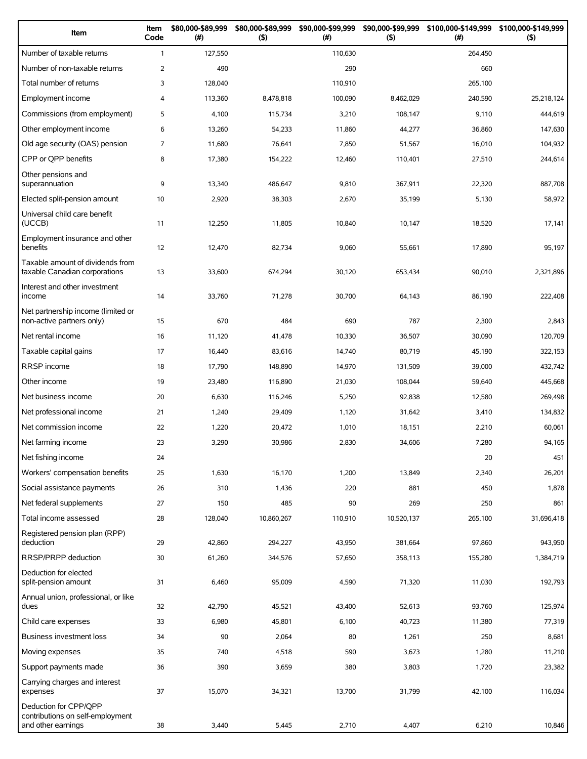| Item | Item Code | $80,000-$89,999 (#) | $80,000-$89,999 ($) | $90,000-$99,999 (#) | $90,000-$99,999 ($) | $100,000-$149,999 (#) | $100,000-$149,999 ($) |
|---|---|---|---|---|---|---|---|
| Number of taxable returns | 1 | 127,550 | | 110,630 | | 264,450 | |
| Number of non-taxable returns | 2 | 490 | | 290 | | 660 | |
| Total number of returns | 3 | 128,040 | | 110,910 | | 265,100 | |
| Employment income | 4 | 113,360 | 8,478,818 | 100,090 | 8,462,029 | 240,590 | 25,218,124 |
| Commissions (from employment) | 5 | 4,100 | 115,734 | 3,210 | 108,147 | 9,110 | 444,619 |
| Other employment income | 6 | 13,260 | 54,233 | 11,860 | 44,277 | 36,860 | 147,630 |
| Old age security (OAS) pension | 7 | 11,680 | 76,641 | 7,850 | 51,567 | 16,010 | 104,932 |
| CPP or QPP benefits | 8 | 17,380 | 154,222 | 12,460 | 110,401 | 27,510 | 244,614 |
| Other pensions and superannuation | 9 | 13,340 | 486,647 | 9,810 | 367,911 | 22,320 | 887,708 |
| Elected split-pension amount | 10 | 2,920 | 38,303 | 2,670 | 35,199 | 5,130 | 58,972 |
| Universal child care benefit (UCCB) | 11 | 12,250 | 11,805 | 10,840 | 10,147 | 18,520 | 17,141 |
| Employment insurance and other benefits | 12 | 12,470 | 82,734 | 9,060 | 55,661 | 17,890 | 95,197 |
| Taxable amount of dividends from taxable Canadian corporations | 13 | 33,600 | 674,294 | 30,120 | 653,434 | 90,010 | 2,321,896 |
| Interest and other investment income | 14 | 33,760 | 71,278 | 30,700 | 64,143 | 86,190 | 222,408 |
| Net partnership income (limited or non-active partners only) | 15 | 670 | 484 | 690 | 787 | 2,300 | 2,843 |
| Net rental income | 16 | 11,120 | 41,478 | 10,330 | 36,507 | 30,090 | 120,709 |
| Taxable capital gains | 17 | 16,440 | 83,616 | 14,740 | 80,719 | 45,190 | 322,153 |
| RRSP income | 18 | 17,790 | 148,890 | 14,970 | 131,509 | 39,000 | 432,742 |
| Other income | 19 | 23,480 | 116,890 | 21,030 | 108,044 | 59,640 | 445,668 |
| Net business income | 20 | 6,630 | 116,246 | 5,250 | 92,838 | 12,580 | 269,498 |
| Net professional income | 21 | 1,240 | 29,409 | 1,120 | 31,642 | 3,410 | 134,832 |
| Net commission income | 22 | 1,220 | 20,472 | 1,010 | 18,151 | 2,210 | 60,061 |
| Net farming income | 23 | 3,290 | 30,986 | 2,830 | 34,606 | 7,280 | 94,165 |
| Net fishing income | 24 | | | | | 20 | 451 |
| Workers' compensation benefits | 25 | 1,630 | 16,170 | 1,200 | 13,849 | 2,340 | 26,201 |
| Social assistance payments | 26 | 310 | 1,436 | 220 | 881 | 450 | 1,878 |
| Net federal supplements | 27 | 150 | 485 | 90 | 269 | 250 | 861 |
| Total income assessed | 28 | 128,040 | 10,860,267 | 110,910 | 10,520,137 | 265,100 | 31,696,418 |
| Registered pension plan (RPP) deduction | 29 | 42,860 | 294,227 | 43,950 | 381,664 | 97,860 | 943,950 |
| RRSP/PRPP deduction | 30 | 61,260 | 344,576 | 57,650 | 358,113 | 155,280 | 1,384,719 |
| Deduction for elected split-pension amount | 31 | 6,460 | 95,009 | 4,590 | 71,320 | 11,030 | 192,793 |
| Annual union, professional, or like dues | 32 | 42,790 | 45,521 | 43,400 | 52,613 | 93,760 | 125,974 |
| Child care expenses | 33 | 6,980 | 45,801 | 6,100 | 40,723 | 11,380 | 77,319 |
| Business investment loss | 34 | 90 | 2,064 | 80 | 1,261 | 250 | 8,681 |
| Moving expenses | 35 | 740 | 4,518 | 590 | 3,673 | 1,280 | 11,210 |
| Support payments made | 36 | 390 | 3,659 | 380 | 3,803 | 1,720 | 23,382 |
| Carrying charges and interest expenses | 37 | 15,070 | 34,321 | 13,700 | 31,799 | 42,100 | 116,034 |
| Deduction for CPP/QPP contributions on self-employment and other earnings | 38 | 3,440 | 5,445 | 2,710 | 4,407 | 6,210 | 10,846 |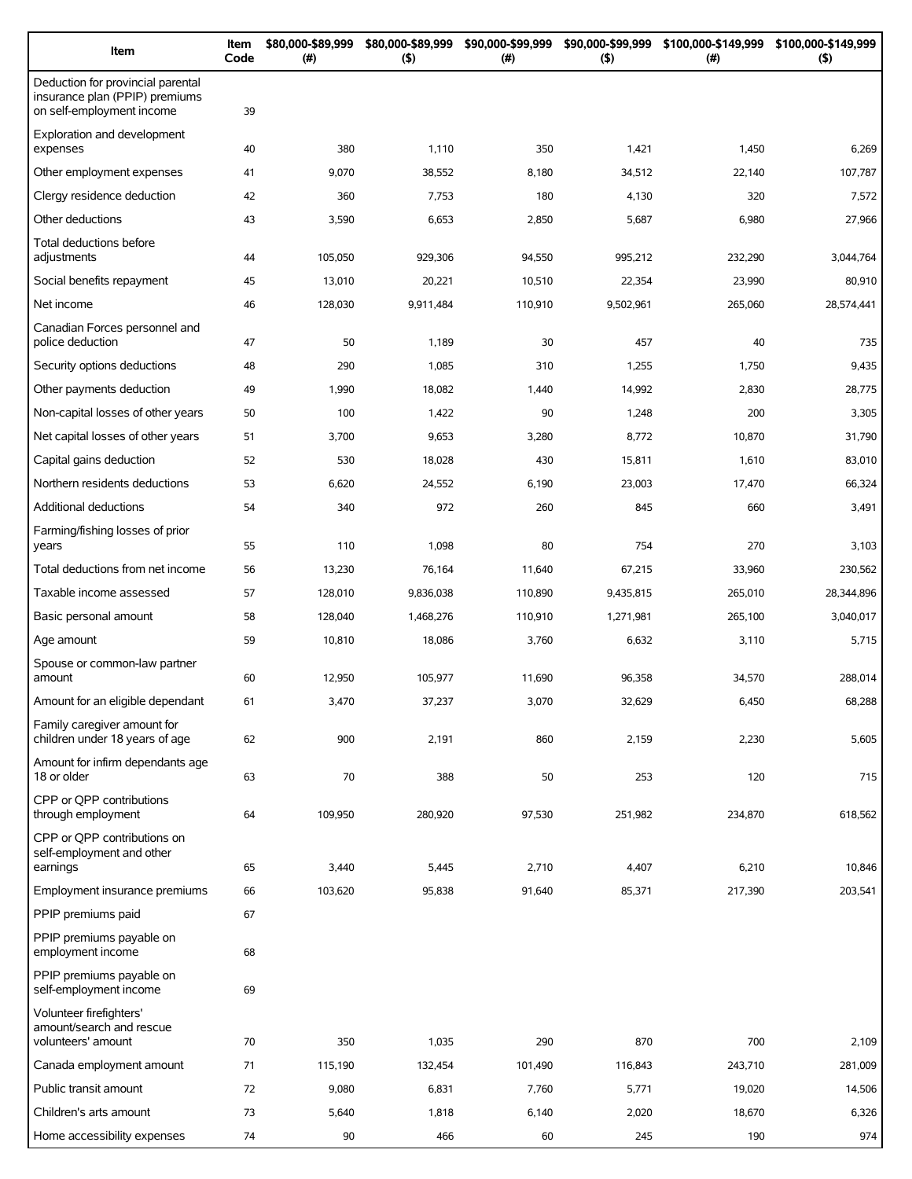| Item | Item Code | $80,000-$89,999 (#) | $80,000-$89,999 ($) | $90,000-$99,999 (#) | $90,000-$99,999 ($) | $100,000-$149,999 (#) | $100,000-$149,999 ($) |
|---|---|---|---|---|---|---|---|
| Deduction for provincial parental insurance plan (PPIP) premiums on self-employment income | 39 | | | | | | |
| Exploration and development expenses | 40 | 380 | 1,110 | 350 | 1,421 | 1,450 | 6,269 |
| Other employment expenses | 41 | 9,070 | 38,552 | 8,180 | 34,512 | 22,140 | 107,787 |
| Clergy residence deduction | 42 | 360 | 7,753 | 180 | 4,130 | 320 | 7,572 |
| Other deductions | 43 | 3,590 | 6,653 | 2,850 | 5,687 | 6,980 | 27,966 |
| Total deductions before adjustments | 44 | 105,050 | 929,306 | 94,550 | 995,212 | 232,290 | 3,044,764 |
| Social benefits repayment | 45 | 13,010 | 20,221 | 10,510 | 22,354 | 23,990 | 80,910 |
| Net income | 46 | 128,030 | 9,911,484 | 110,910 | 9,502,961 | 265,060 | 28,574,441 |
| Canadian Forces personnel and police deduction | 47 | 50 | 1,189 | 30 | 457 | 40 | 735 |
| Security options deductions | 48 | 290 | 1,085 | 310 | 1,255 | 1,750 | 9,435 |
| Other payments deduction | 49 | 1,990 | 18,082 | 1,440 | 14,992 | 2,830 | 28,775 |
| Non-capital losses of other years | 50 | 100 | 1,422 | 90 | 1,248 | 200 | 3,305 |
| Net capital losses of other years | 51 | 3,700 | 9,653 | 3,280 | 8,772 | 10,870 | 31,790 |
| Capital gains deduction | 52 | 530 | 18,028 | 430 | 15,811 | 1,610 | 83,010 |
| Northern residents deductions | 53 | 6,620 | 24,552 | 6,190 | 23,003 | 17,470 | 66,324 |
| Additional deductions | 54 | 340 | 972 | 260 | 845 | 660 | 3,491 |
| Farming/fishing losses of prior years | 55 | 110 | 1,098 | 80 | 754 | 270 | 3,103 |
| Total deductions from net income | 56 | 13,230 | 76,164 | 11,640 | 67,215 | 33,960 | 230,562 |
| Taxable income assessed | 57 | 128,010 | 9,836,038 | 110,890 | 9,435,815 | 265,010 | 28,344,896 |
| Basic personal amount | 58 | 128,040 | 1,468,276 | 110,910 | 1,271,981 | 265,100 | 3,040,017 |
| Age amount | 59 | 10,810 | 18,086 | 3,760 | 6,632 | 3,110 | 5,715 |
| Spouse or common-law partner amount | 60 | 12,950 | 105,977 | 11,690 | 96,358 | 34,570 | 288,014 |
| Amount for an eligible dependant | 61 | 3,470 | 37,237 | 3,070 | 32,629 | 6,450 | 68,288 |
| Family caregiver amount for children under 18 years of age | 62 | 900 | 2,191 | 860 | 2,159 | 2,230 | 5,605 |
| Amount for infirm dependants age 18 or older | 63 | 70 | 388 | 50 | 253 | 120 | 715 |
| CPP or QPP contributions through employment | 64 | 109,950 | 280,920 | 97,530 | 251,982 | 234,870 | 618,562 |
| CPP or QPP contributions on self-employment and other earnings | 65 | 3,440 | 5,445 | 2,710 | 4,407 | 6,210 | 10,846 |
| Employment insurance premiums | 66 | 103,620 | 95,838 | 91,640 | 85,371 | 217,390 | 203,541 |
| PPIP premiums paid | 67 | | | | | | |
| PPIP premiums payable on employment income | 68 | | | | | | |
| PPIP premiums payable on self-employment income | 69 | | | | | | |
| Volunteer firefighters' amount/search and rescue volunteers' amount | 70 | 350 | 1,035 | 290 | 870 | 700 | 2,109 |
| Canada employment amount | 71 | 115,190 | 132,454 | 101,490 | 116,843 | 243,710 | 281,009 |
| Public transit amount | 72 | 9,080 | 6,831 | 7,760 | 5,771 | 19,020 | 14,506 |
| Children's arts amount | 73 | 5,640 | 1,818 | 6,140 | 2,020 | 18,670 | 6,326 |
| Home accessibility expenses | 74 | 90 | 466 | 60 | 245 | 190 | 974 |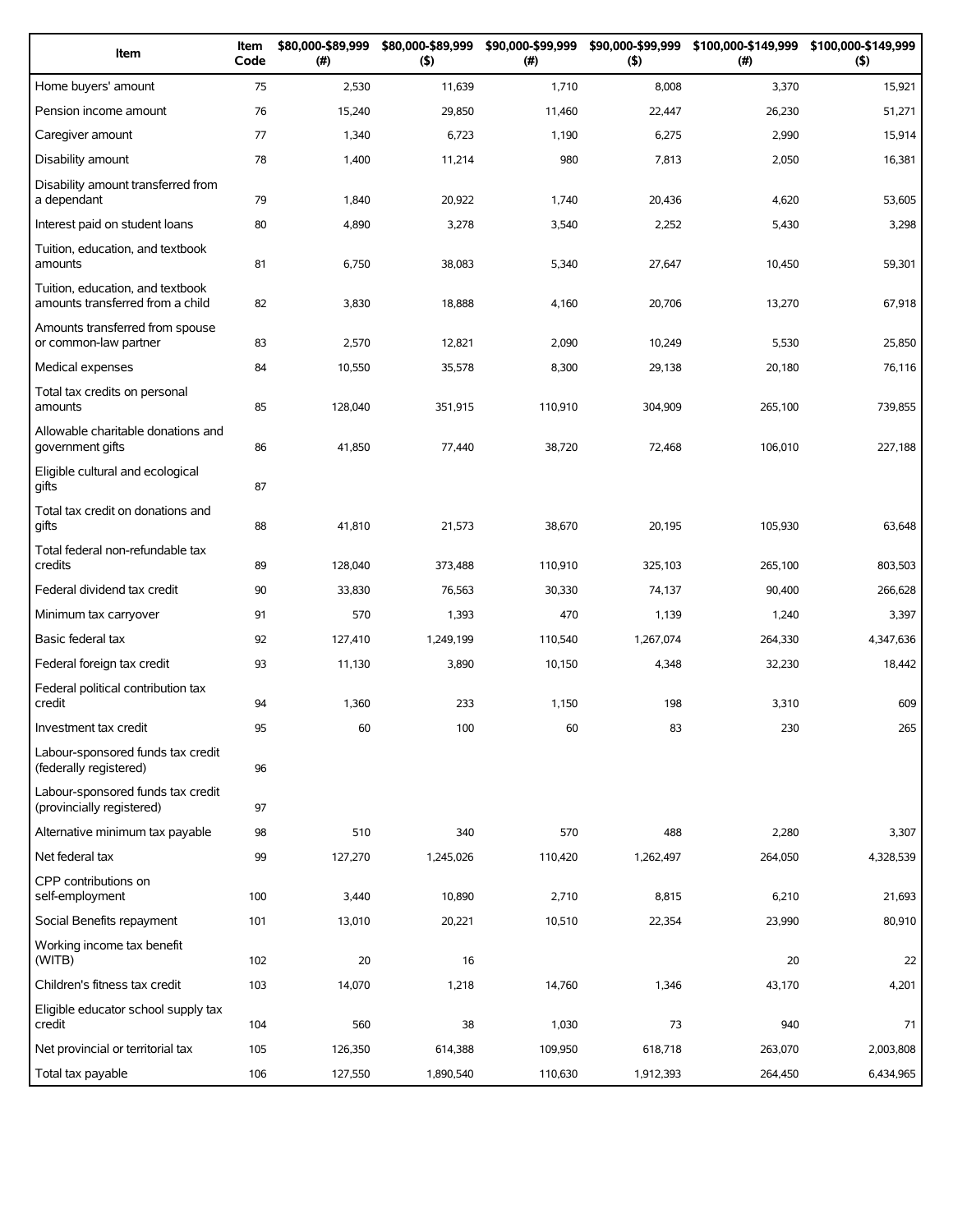| Item | Item Code | $80,000-$89,999 (#) | $80,000-$89,999 ($) | $90,000-$99,999 (#) | $90,000-$99,999 ($) | $100,000-$149,999 (#) | $100,000-$149,999 ($) |
|---|---|---|---|---|---|---|---|
| Home buyers' amount | 75 | 2,530 | 11,639 | 1,710 | 8,008 | 3,370 | 15,921 |
| Pension income amount | 76 | 15,240 | 29,850 | 11,460 | 22,447 | 26,230 | 51,271 |
| Caregiver amount | 77 | 1,340 | 6,723 | 1,190 | 6,275 | 2,990 | 15,914 |
| Disability amount | 78 | 1,400 | 11,214 | 980 | 7,813 | 2,050 | 16,381 |
| Disability amount transferred from a dependant | 79 | 1,840 | 20,922 | 1,740 | 20,436 | 4,620 | 53,605 |
| Interest paid on student loans | 80 | 4,890 | 3,278 | 3,540 | 2,252 | 5,430 | 3,298 |
| Tuition, education, and textbook amounts | 81 | 6,750 | 38,083 | 5,340 | 27,647 | 10,450 | 59,301 |
| Tuition, education, and textbook amounts transferred from a child | 82 | 3,830 | 18,888 | 4,160 | 20,706 | 13,270 | 67,918 |
| Amounts transferred from spouse or common-law partner | 83 | 2,570 | 12,821 | 2,090 | 10,249 | 5,530 | 25,850 |
| Medical expenses | 84 | 10,550 | 35,578 | 8,300 | 29,138 | 20,180 | 76,116 |
| Total tax credits on personal amounts | 85 | 128,040 | 351,915 | 110,910 | 304,909 | 265,100 | 739,855 |
| Allowable charitable donations and government gifts | 86 | 41,850 | 77,440 | 38,720 | 72,468 | 106,010 | 227,188 |
| Eligible cultural and ecological gifts | 87 | | | | | | |
| Total tax credit on donations and gifts | 88 | 41,810 | 21,573 | 38,670 | 20,195 | 105,930 | 63,648 |
| Total federal non-refundable tax credits | 89 | 128,040 | 373,488 | 110,910 | 325,103 | 265,100 | 803,503 |
| Federal dividend tax credit | 90 | 33,830 | 76,563 | 30,330 | 74,137 | 90,400 | 266,628 |
| Minimum tax carryover | 91 | 570 | 1,393 | 470 | 1,139 | 1,240 | 3,397 |
| Basic federal tax | 92 | 127,410 | 1,249,199 | 110,540 | 1,267,074 | 264,330 | 4,347,636 |
| Federal foreign tax credit | 93 | 11,130 | 3,890 | 10,150 | 4,348 | 32,230 | 18,442 |
| Federal political contribution tax credit | 94 | 1,360 | 233 | 1,150 | 198 | 3,310 | 609 |
| Investment tax credit | 95 | 60 | 100 | 60 | 83 | 230 | 265 |
| Labour-sponsored funds tax credit (federally registered) | 96 | | | | | | |
| Labour-sponsored funds tax credit (provincially registered) | 97 | | | | | | |
| Alternative minimum tax payable | 98 | 510 | 340 | 570 | 488 | 2,280 | 3,307 |
| Net federal tax | 99 | 127,270 | 1,245,026 | 110,420 | 1,262,497 | 264,050 | 4,328,539 |
| CPP contributions on self-employment | 100 | 3,440 | 10,890 | 2,710 | 8,815 | 6,210 | 21,693 |
| Social Benefits repayment | 101 | 13,010 | 20,221 | 10,510 | 22,354 | 23,990 | 80,910 |
| Working income tax benefit (WITB) | 102 | 20 | 16 | | | 20 | 22 |
| Children's fitness tax credit | 103 | 14,070 | 1,218 | 14,760 | 1,346 | 43,170 | 4,201 |
| Eligible educator school supply tax credit | 104 | 560 | 38 | 1,030 | 73 | 940 | 71 |
| Net provincial or territorial tax | 105 | 126,350 | 614,388 | 109,950 | 618,718 | 263,070 | 2,003,808 |
| Total tax payable | 106 | 127,550 | 1,890,540 | 110,630 | 1,912,393 | 264,450 | 6,434,965 |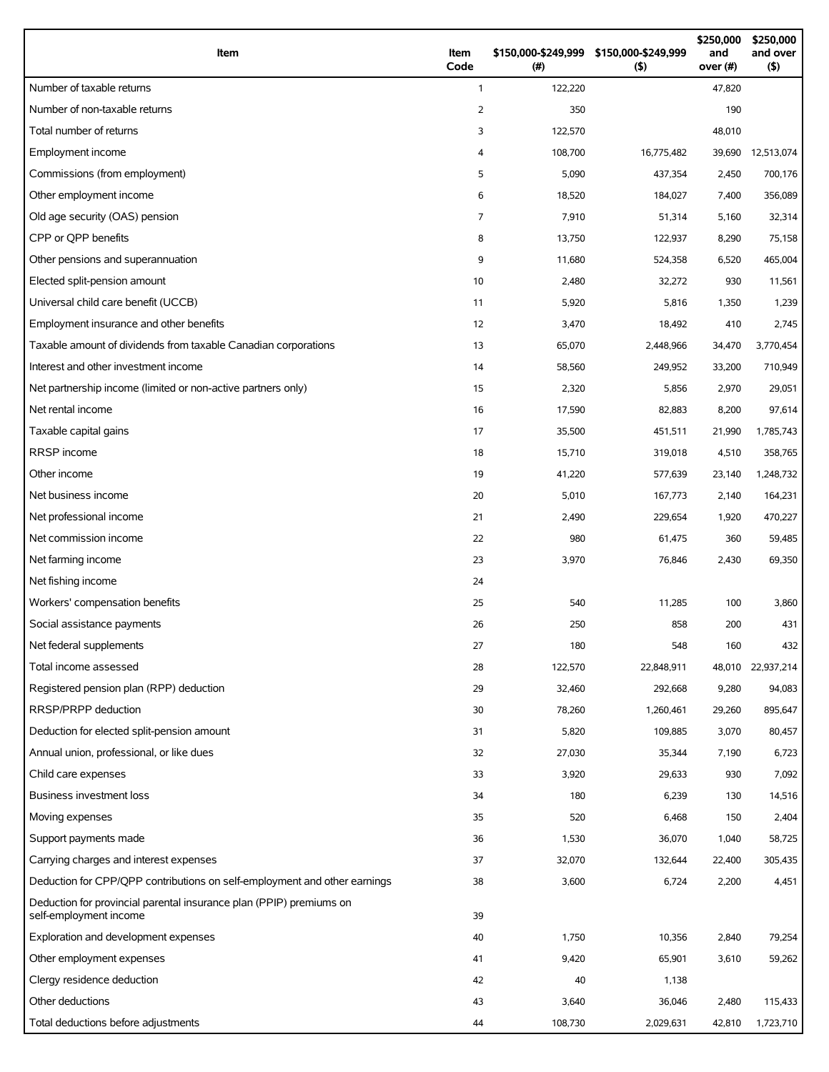| Item | Item Code | $150,000-$249,999 (#) | $150,000-$249,999 ($) | $250,000 and over (#) | $250,000 and over ($) |
|---|---|---|---|---|---|
| Number of taxable returns | 1 | 122,220 | | 47,820 | |
| Number of non-taxable returns | 2 | 350 | | 190 | |
| Total number of returns | 3 | 122,570 | | 48,010 | |
| Employment income | 4 | 108,700 | 16,775,482 | 39,690 | 12,513,074 |
| Commissions (from employment) | 5 | 5,090 | 437,354 | 2,450 | 700,176 |
| Other employment income | 6 | 18,520 | 184,027 | 7,400 | 356,089 |
| Old age security (OAS) pension | 7 | 7,910 | 51,314 | 5,160 | 32,314 |
| CPP or QPP benefits | 8 | 13,750 | 122,937 | 8,290 | 75,158 |
| Other pensions and superannuation | 9 | 11,680 | 524,358 | 6,520 | 465,004 |
| Elected split-pension amount | 10 | 2,480 | 32,272 | 930 | 11,561 |
| Universal child care benefit (UCCB) | 11 | 5,920 | 5,816 | 1,350 | 1,239 |
| Employment insurance and other benefits | 12 | 3,470 | 18,492 | 410 | 2,745 |
| Taxable amount of dividends from taxable Canadian corporations | 13 | 65,070 | 2,448,966 | 34,470 | 3,770,454 |
| Interest and other investment income | 14 | 58,560 | 249,952 | 33,200 | 710,949 |
| Net partnership income (limited or non-active partners only) | 15 | 2,320 | 5,856 | 2,970 | 29,051 |
| Net rental income | 16 | 17,590 | 82,883 | 8,200 | 97,614 |
| Taxable capital gains | 17 | 35,500 | 451,511 | 21,990 | 1,785,743 |
| RRSP income | 18 | 15,710 | 319,018 | 4,510 | 358,765 |
| Other income | 19 | 41,220 | 577,639 | 23,140 | 1,248,732 |
| Net business income | 20 | 5,010 | 167,773 | 2,140 | 164,231 |
| Net professional income | 21 | 2,490 | 229,654 | 1,920 | 470,227 |
| Net commission income | 22 | 980 | 61,475 | 360 | 59,485 |
| Net farming income | 23 | 3,970 | 76,846 | 2,430 | 69,350 |
| Net fishing income | 24 | | | | |
| Workers' compensation benefits | 25 | 540 | 11,285 | 100 | 3,860 |
| Social assistance payments | 26 | 250 | 858 | 200 | 431 |
| Net federal supplements | 27 | 180 | 548 | 160 | 432 |
| Total income assessed | 28 | 122,570 | 22,848,911 | 48,010 | 22,937,214 |
| Registered pension plan (RPP) deduction | 29 | 32,460 | 292,668 | 9,280 | 94,083 |
| RRSP/PRPP deduction | 30 | 78,260 | 1,260,461 | 29,260 | 895,647 |
| Deduction for elected split-pension amount | 31 | 5,820 | 109,885 | 3,070 | 80,457 |
| Annual union, professional, or like dues | 32 | 27,030 | 35,344 | 7,190 | 6,723 |
| Child care expenses | 33 | 3,920 | 29,633 | 930 | 7,092 |
| Business investment loss | 34 | 180 | 6,239 | 130 | 14,516 |
| Moving expenses | 35 | 520 | 6,468 | 150 | 2,404 |
| Support payments made | 36 | 1,530 | 36,070 | 1,040 | 58,725 |
| Carrying charges and interest expenses | 37 | 32,070 | 132,644 | 22,400 | 305,435 |
| Deduction for CPP/QPP contributions on self-employment and other earnings | 38 | 3,600 | 6,724 | 2,200 | 4,451 |
| Deduction for provincial parental insurance plan (PPIP) premiums on self-employment income | 39 | | | | |
| Exploration and development expenses | 40 | 1,750 | 10,356 | 2,840 | 79,254 |
| Other employment expenses | 41 | 9,420 | 65,901 | 3,610 | 59,262 |
| Clergy residence deduction | 42 | 40 | 1,138 | | |
| Other deductions | 43 | 3,640 | 36,046 | 2,480 | 115,433 |
| Total deductions before adjustments | 44 | 108,730 | 2,029,631 | 42,810 | 1,723,710 |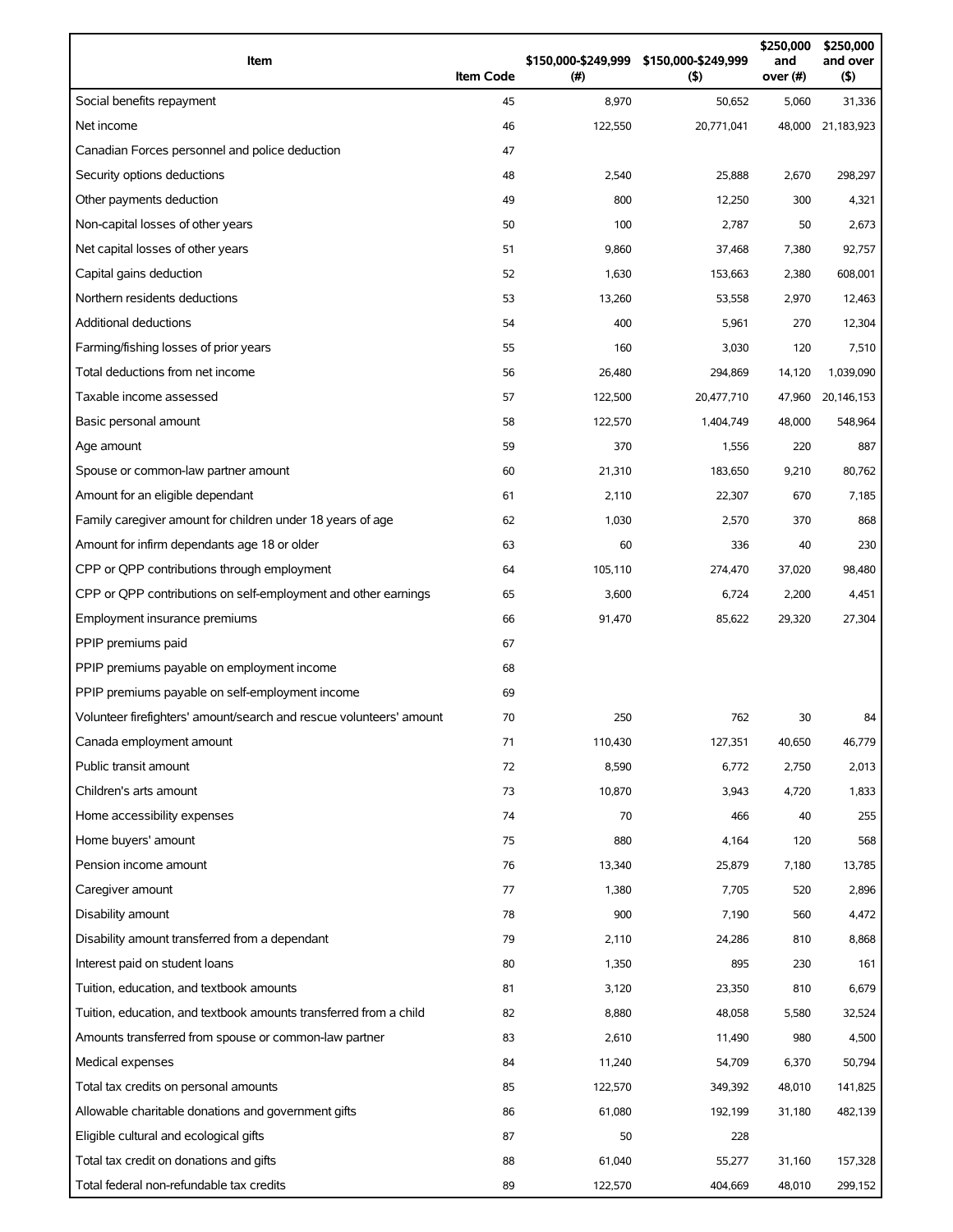| Item | Item Code | \$150,000-\$249,999 (#) | \$150,000-\$249,999 (\$) | \$250,000 and over (#) | \$250,000 and over (\$) |
|---|---|---|---|---|---|
| Social benefits repayment | 45 | 8,970 | 50,652 | 5,060 | 31,336 |
| Net income | 46 | 122,550 | 20,771,041 | 48,000 | 21,183,923 |
| Canadian Forces personnel and police deduction | 47 | | | | |
| Security options deductions | 48 | 2,540 | 25,888 | 2,670 | 298,297 |
| Other payments deduction | 49 | 800 | 12,250 | 300 | 4,321 |
| Non-capital losses of other years | 50 | 100 | 2,787 | 50 | 2,673 |
| Net capital losses of other years | 51 | 9,860 | 37,468 | 7,380 | 92,757 |
| Capital gains deduction | 52 | 1,630 | 153,663 | 2,380 | 608,001 |
| Northern residents deductions | 53 | 13,260 | 53,558 | 2,970 | 12,463 |
| Additional deductions | 54 | 400 | 5,961 | 270 | 12,304 |
| Farming/fishing losses of prior years | 55 | 160 | 3,030 | 120 | 7,510 |
| Total deductions from net income | 56 | 26,480 | 294,869 | 14,120 | 1,039,090 |
| Taxable income assessed | 57 | 122,500 | 20,477,710 | 47,960 | 20,146,153 |
| Basic personal amount | 58 | 122,570 | 1,404,749 | 48,000 | 548,964 |
| Age amount | 59 | 370 | 1,556 | 220 | 887 |
| Spouse or common-law partner amount | 60 | 21,310 | 183,650 | 9,210 | 80,762 |
| Amount for an eligible dependant | 61 | 2,110 | 22,307 | 670 | 7,185 |
| Family caregiver amount for children under 18 years of age | 62 | 1,030 | 2,570 | 370 | 868 |
| Amount for infirm dependants age 18 or older | 63 | 60 | 336 | 40 | 230 |
| CPP or QPP contributions through employment | 64 | 105,110 | 274,470 | 37,020 | 98,480 |
| CPP or QPP contributions on self-employment and other earnings | 65 | 3,600 | 6,724 | 2,200 | 4,451 |
| Employment insurance premiums | 66 | 91,470 | 85,622 | 29,320 | 27,304 |
| PPIP premiums paid | 67 | | | | |
| PPIP premiums payable on employment income | 68 | | | | |
| PPIP premiums payable on self-employment income | 69 | | | | |
| Volunteer firefighters' amount/search and rescue volunteers' amount | 70 | 250 | 762 | 30 | 84 |
| Canada employment amount | 71 | 110,430 | 127,351 | 40,650 | 46,779 |
| Public transit amount | 72 | 8,590 | 6,772 | 2,750 | 2,013 |
| Children's arts amount | 73 | 10,870 | 3,943 | 4,720 | 1,833 |
| Home accessibility expenses | 74 | 70 | 466 | 40 | 255 |
| Home buyers' amount | 75 | 880 | 4,164 | 120 | 568 |
| Pension income amount | 76 | 13,340 | 25,879 | 7,180 | 13,785 |
| Caregiver amount | 77 | 1,380 | 7,705 | 520 | 2,896 |
| Disability amount | 78 | 900 | 7,190 | 560 | 4,472 |
| Disability amount transferred from a dependant | 79 | 2,110 | 24,286 | 810 | 8,868 |
| Interest paid on student loans | 80 | 1,350 | 895 | 230 | 161 |
| Tuition, education, and textbook amounts | 81 | 3,120 | 23,350 | 810 | 6,679 |
| Tuition, education, and textbook amounts transferred from a child | 82 | 8,880 | 48,058 | 5,580 | 32,524 |
| Amounts transferred from spouse or common-law partner | 83 | 2,610 | 11,490 | 980 | 4,500 |
| Medical expenses | 84 | 11,240 | 54,709 | 6,370 | 50,794 |
| Total tax credits on personal amounts | 85 | 122,570 | 349,392 | 48,010 | 141,825 |
| Allowable charitable donations and government gifts | 86 | 61,080 | 192,199 | 31,180 | 482,139 |
| Eligible cultural and ecological gifts | 87 | 50 | 228 | | |
| Total tax credit on donations and gifts | 88 | 61,040 | 55,277 | 31,160 | 157,328 |
| Total federal non-refundable tax credits | 89 | 122,570 | 404,669 | 48,010 | 299,152 |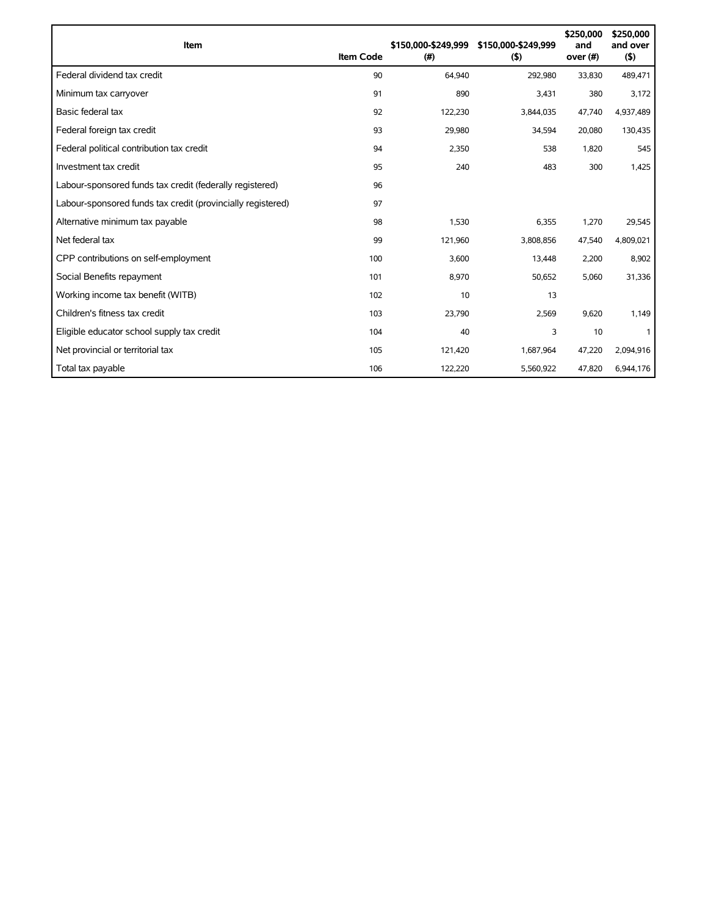| Item | Item Code | $150,000-$249,999 (#) | $150,000-$249,999 ($) | $250,000 and over (#) | $250,000 and over ($) |
|---|---|---|---|---|---|
| Federal dividend tax credit | 90 | 64,940 | 292,980 | 33,830 | 489,471 |
| Minimum tax carryover | 91 | 890 | 3,431 | 380 | 3,172 |
| Basic federal tax | 92 | 122,230 | 3,844,035 | 47,740 | 4,937,489 |
| Federal foreign tax credit | 93 | 29,980 | 34,594 | 20,080 | 130,435 |
| Federal political contribution tax credit | 94 | 2,350 | 538 | 1,820 | 545 |
| Investment tax credit | 95 | 240 | 483 | 300 | 1,425 |
| Labour-sponsored funds tax credit (federally registered) | 96 | | | | |
| Labour-sponsored funds tax credit (provincially registered) | 97 | | | | |
| Alternative minimum tax payable | 98 | 1,530 | 6,355 | 1,270 | 29,545 |
| Net federal tax | 99 | 121,960 | 3,808,856 | 47,540 | 4,809,021 |
| CPP contributions on self-employment | 100 | 3,600 | 13,448 | 2,200 | 8,902 |
| Social Benefits repayment | 101 | 8,970 | 50,652 | 5,060 | 31,336 |
| Working income tax benefit (WITB) | 102 | 10 | 13 | | |
| Children's fitness tax credit | 103 | 23,790 | 2,569 | 9,620 | 1,149 |
| Eligible educator school supply tax credit | 104 | 40 | 3 | 10 | 1 |
| Net provincial or territorial tax | 105 | 121,420 | 1,687,964 | 47,220 | 2,094,916 |
| Total tax payable | 106 | 122,220 | 5,560,922 | 47,820 | 6,944,176 |